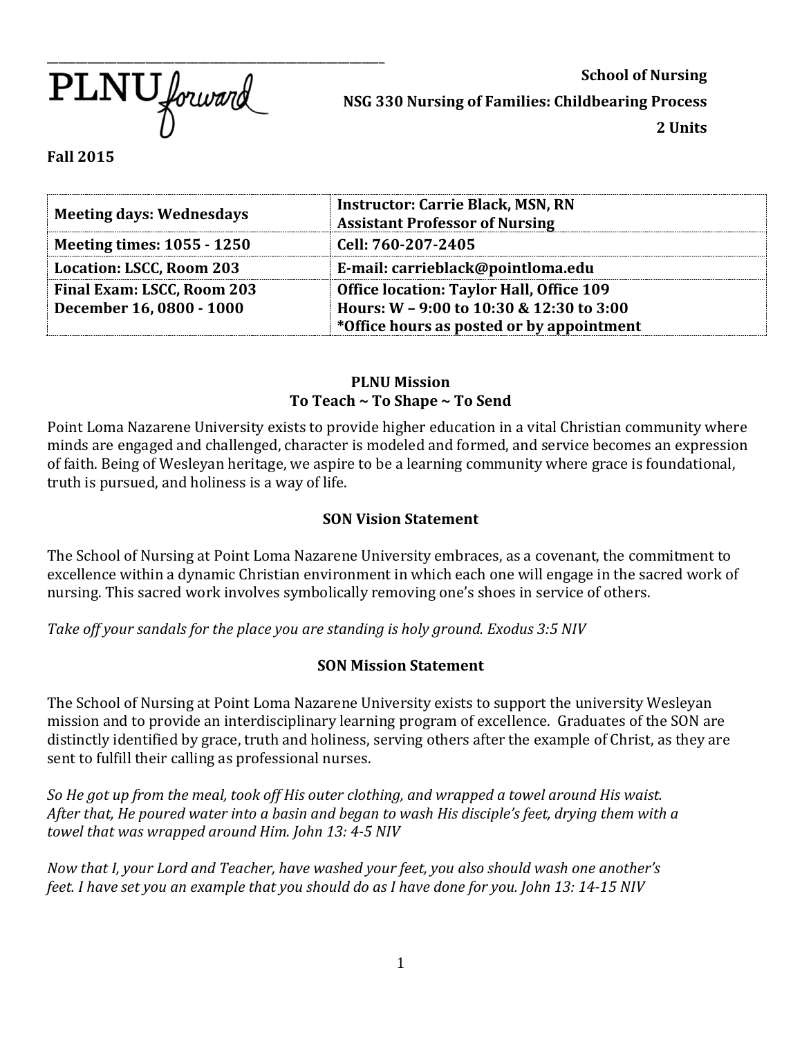PLNU forward

**School of Nursing**

**NSG 330 Nursing of Families: Childbearing Process**

**2 Units**

**Fall 2015**

| **Meeting days: Wednesdays** | **Instructor: Carrie Black, MSN, RN**<br>**Assistant Professor of Nursing** |
|---|---|
| **Meeting times: 1055 - 1250** | **Cell: 760-207-2405** |
| **Location: LSCC, Room 203** | **E-mail: carrieblack@pointloma.edu** |
| **Final Exam: LSCC, Room 203**<br>**December 16, 0800 - 1000** | **Office location: Taylor Hall, Office 109**<br>**Hours: W – 9:00 to 10:30 & 12:30 to 3:00**<br>**\*Office hours as posted or by appointment** |

## PLNU Mission
## To Teach ~ To Shape ~ To Send

Point Loma Nazarene University exists to provide higher education in a vital Christian community where minds are engaged and challenged, character is modeled and formed, and service becomes an expression of faith. Being of Wesleyan heritage, we aspire to be a learning community where grace is foundational, truth is pursued, and holiness is a way of life.

## SON Vision Statement

The School of Nursing at Point Loma Nazarene University embraces, as a covenant, the commitment to excellence within a dynamic Christian environment in which each one will engage in the sacred work of nursing. This sacred work involves symbolically removing one's shoes in service of others.

*Take off your sandals for the place you are standing is holy ground. Exodus 3:5 NIV*

## SON Mission Statement

The School of Nursing at Point Loma Nazarene University exists to support the university Wesleyan mission and to provide an interdisciplinary learning program of excellence. Graduates of the SON are distinctly identified by grace, truth and holiness, serving others after the example of Christ, as they are sent to fulfill their calling as professional nurses.

*So He got up from the meal, took off His outer clothing, and wrapped a towel around His waist. After that, He poured water into a basin and began to wash His disciple's feet, drying them with a towel that was wrapped around Him. John 13: 4-5 NIV*

*Now that I, your Lord and Teacher, have washed your feet, you also should wash one another's feet. I have set you an example that you should do as I have done for you. John 13: 14-15 NIV*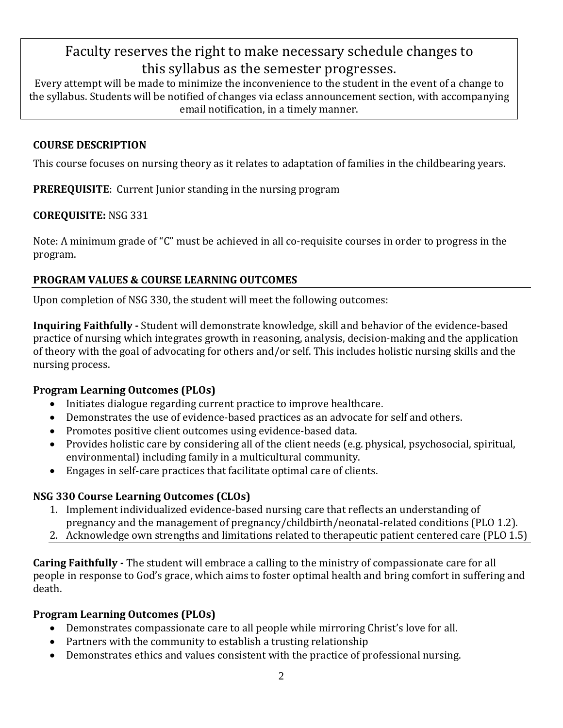**Faculty reserves the right to make necessary schedule changes to this syllabus as the semester progresses.**

Every attempt will be made to minimize the inconvenience to the student in the event of a change to the syllabus. Students will be notified of changes via eclass announcement section, with accompanying email notification, in a timely manner.

**COURSE DESCRIPTION**

This course focuses on nursing theory as it relates to adaptation of families in the childbearing years.

**PREREQUISITE**: Current Junior standing in the nursing program

**COREQUISITE:** NSG 331

Note: A minimum grade of "C" must be achieved in all co-requisite courses in order to progress in the program.

**PROGRAM VALUES & COURSE LEARNING OUTCOMES**

Upon completion of NSG 330, the student will meet the following outcomes:

**Inquiring Faithfully -** Student will demonstrate knowledge, skill and behavior of the evidence-based practice of nursing which integrates growth in reasoning, analysis, decision-making and the application of theory with the goal of advocating for others and/or self. This includes holistic nursing skills and the nursing process.

**Program Learning Outcomes (PLOs)**

- Initiates dialogue regarding current practice to improve healthcare.
- Demonstrates the use of evidence-based practices as an advocate for self and others.
- Promotes positive client outcomes using evidence-based data.
- Provides holistic care by considering all of the client needs (e.g. physical, psychosocial, spiritual, environmental) including family in a multicultural community.
- Engages in self-care practices that facilitate optimal care of clients.

**NSG 330 Course Learning Outcomes (CLOs)**

1. Implement individualized evidence-based nursing care that reflects an understanding of pregnancy and the management of pregnancy/childbirth/neonatal-related conditions (PLO 1.2).
2. Acknowledge own strengths and limitations related to therapeutic patient centered care (PLO 1.5)

**Caring Faithfully -** The student will embrace a calling to the ministry of compassionate care for all people in response to God's grace, which aims to foster optimal health and bring comfort in suffering and death.

**Program Learning Outcomes (PLOs)**

- Demonstrates compassionate care to all people while mirroring Christ's love for all.
- Partners with the community to establish a trusting relationship
- Demonstrates ethics and values consistent with the practice of professional nursing.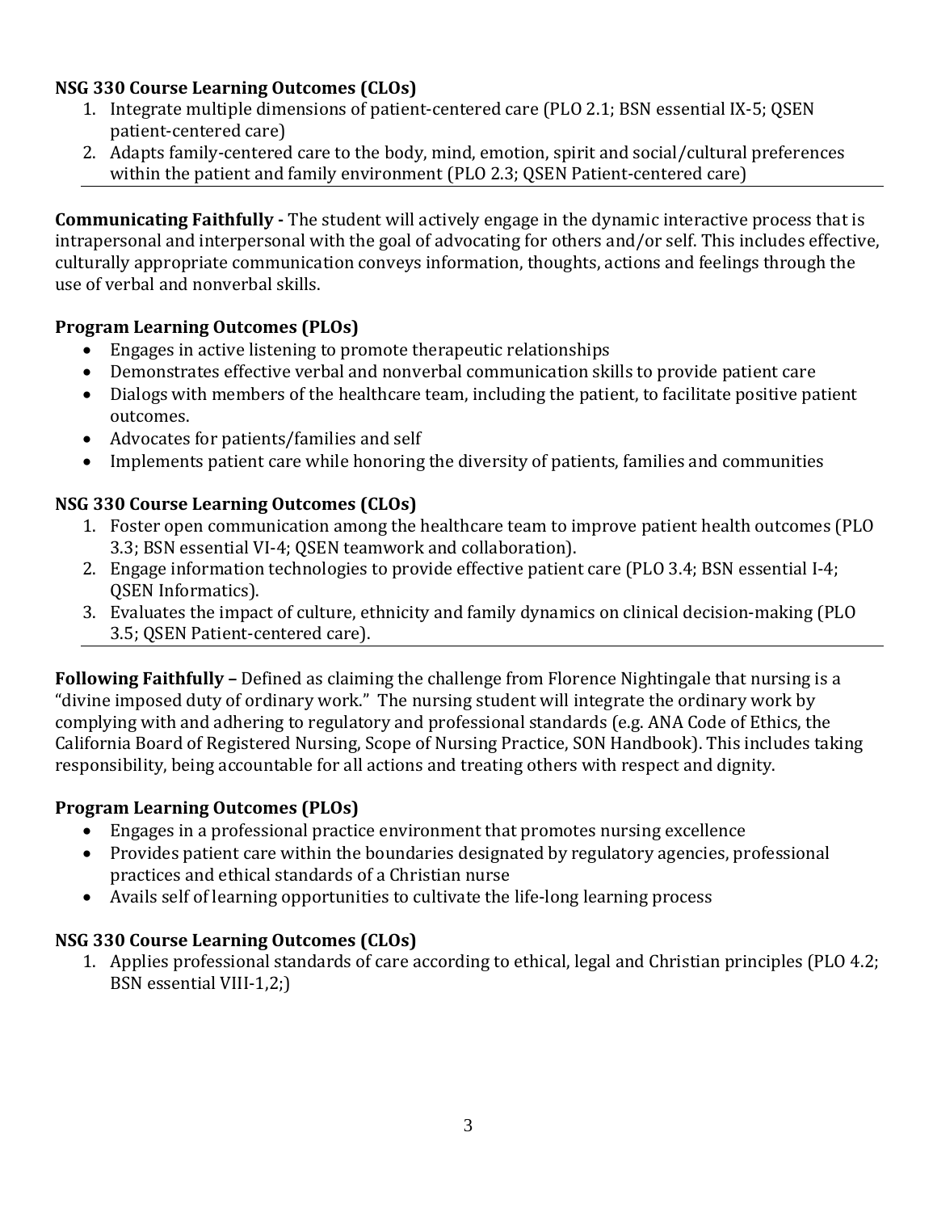### NSG 330 Course Learning Outcomes (CLOs)

1. Integrate multiple dimensions of patient-centered care (PLO 2.1; BSN essential IX-5; QSEN patient-centered care)
2. Adapts family-centered care to the body, mind, emotion, spirit and social/cultural preferences within the patient and family environment (PLO 2.3; QSEN Patient-centered care)

---

**Communicating Faithfully -** The student will actively engage in the dynamic interactive process that is intrapersonal and interpersonal with the goal of advocating for others and/or self. This includes effective, culturally appropriate communication conveys information, thoughts, actions and feelings through the use of verbal and nonverbal skills.

### Program Learning Outcomes (PLOs)

- Engages in active listening to promote therapeutic relationships
- Demonstrates effective verbal and nonverbal communication skills to provide patient care
- Dialogs with members of the healthcare team, including the patient, to facilitate positive patient outcomes.
- Advocates for patients/families and self
- Implements patient care while honoring the diversity of patients, families and communities

### NSG 330 Course Learning Outcomes (CLOs)

1. Foster open communication among the healthcare team to improve patient health outcomes (PLO 3.3; BSN essential VI-4; QSEN teamwork and collaboration).
2. Engage information technologies to provide effective patient care (PLO 3.4; BSN essential I-4; QSEN Informatics).
3. Evaluates the impact of culture, ethnicity and family dynamics on clinical decision-making (PLO 3.5; QSEN Patient-centered care).

---

**Following Faithfully –** Defined as claiming the challenge from Florence Nightingale that nursing is a "divine imposed duty of ordinary work." The nursing student will integrate the ordinary work by complying with and adhering to regulatory and professional standards (e.g. ANA Code of Ethics, the California Board of Registered Nursing, Scope of Nursing Practice, SON Handbook). This includes taking responsibility, being accountable for all actions and treating others with respect and dignity.

### Program Learning Outcomes (PLOs)

- Engages in a professional practice environment that promotes nursing excellence
- Provides patient care within the boundaries designated by regulatory agencies, professional practices and ethical standards of a Christian nurse
- Avails self of learning opportunities to cultivate the life-long learning process

### NSG 330 Course Learning Outcomes (CLOs)

1. Applies professional standards of care according to ethical, legal and Christian principles (PLO 4.2; BSN essential VIII-1,2;)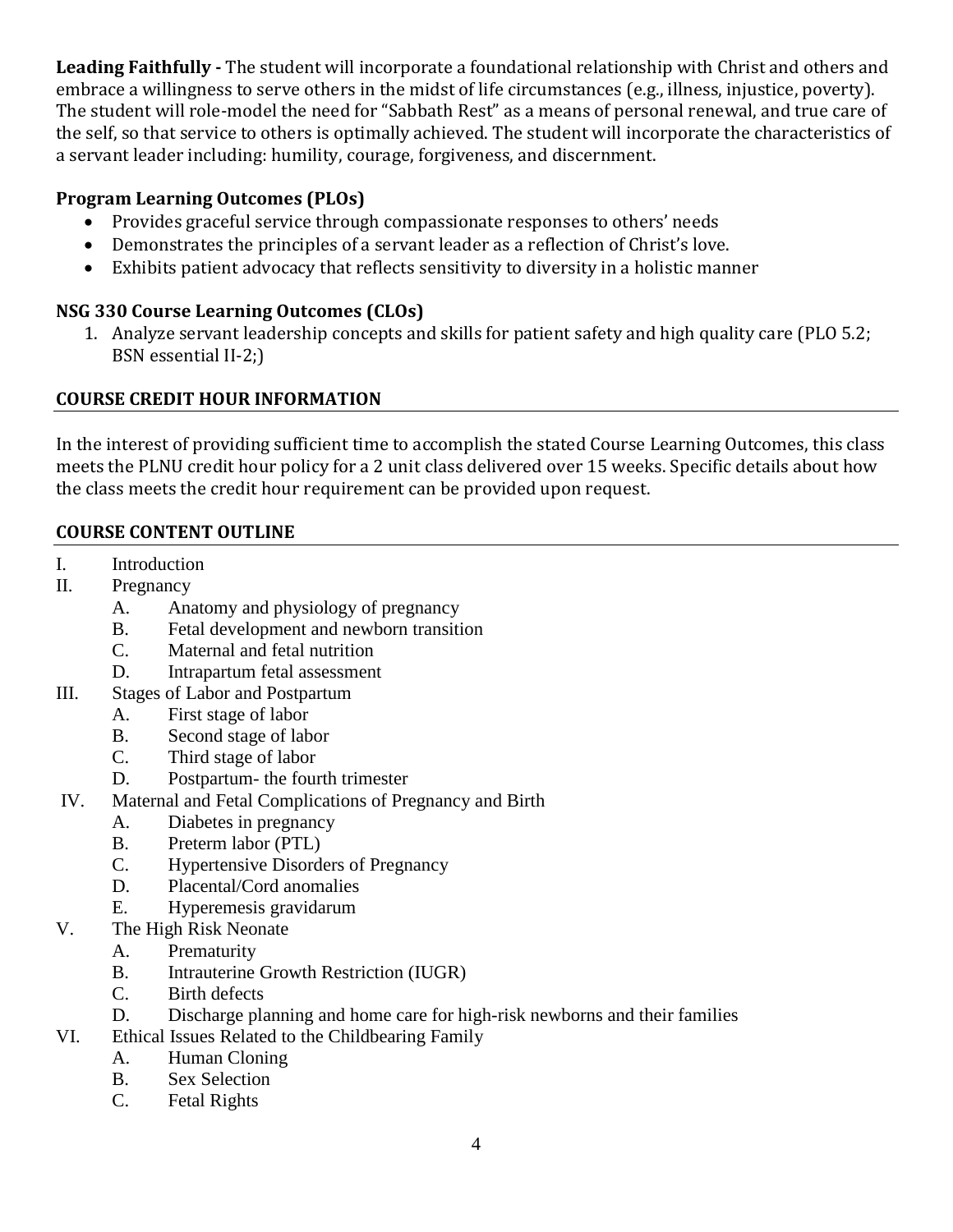**Leading Faithfully -** The student will incorporate a foundational relationship with Christ and others and embrace a willingness to serve others in the midst of life circumstances (e.g., illness, injustice, poverty). The student will role-model the need for "Sabbath Rest" as a means of personal renewal, and true care of the self, so that service to others is optimally achieved. The student will incorporate the characteristics of a servant leader including: humility, courage, forgiveness, and discernment.

### Program Learning Outcomes (PLOs)

- Provides graceful service through compassionate responses to others' needs
- Demonstrates the principles of a servant leader as a reflection of Christ's love.
- Exhibits patient advocacy that reflects sensitivity to diversity in a holistic manner

### NSG 330 Course Learning Outcomes (CLOs)

1. Analyze servant leadership concepts and skills for patient safety and high quality care (PLO 5.2; BSN essential II-2;)

## COURSE CREDIT HOUR INFORMATION

In the interest of providing sufficient time to accomplish the stated Course Learning Outcomes, this class meets the PLNU credit hour policy for a 2 unit class delivered over 15 weeks. Specific details about how the class meets the credit hour requirement can be provided upon request.

## COURSE CONTENT OUTLINE

I. Introduction

II. Pregnancy
   - A. Anatomy and physiology of pregnancy
   - B. Fetal development and newborn transition
   - C. Maternal and fetal nutrition
   - D. Intrapartum fetal assessment

III. Stages of Labor and Postpartum
   - A. First stage of labor
   - B. Second stage of labor
   - C. Third stage of labor
   - D. Postpartum- the fourth trimester

IV. Maternal and Fetal Complications of Pregnancy and Birth
   - A. Diabetes in pregnancy
   - B. Preterm labor (PTL)
   - C. Hypertensive Disorders of Pregnancy
   - D. Placental/Cord anomalies
   - E. Hyperemesis gravidarum

V. The High Risk Neonate
   - A. Prematurity
   - B. Intrauterine Growth Restriction (IUGR)
   - C. Birth defects
   - D. Discharge planning and home care for high-risk newborns and their families

VI. Ethical Issues Related to the Childbearing Family
   - A. Human Cloning
   - B. Sex Selection
   - C. Fetal Rights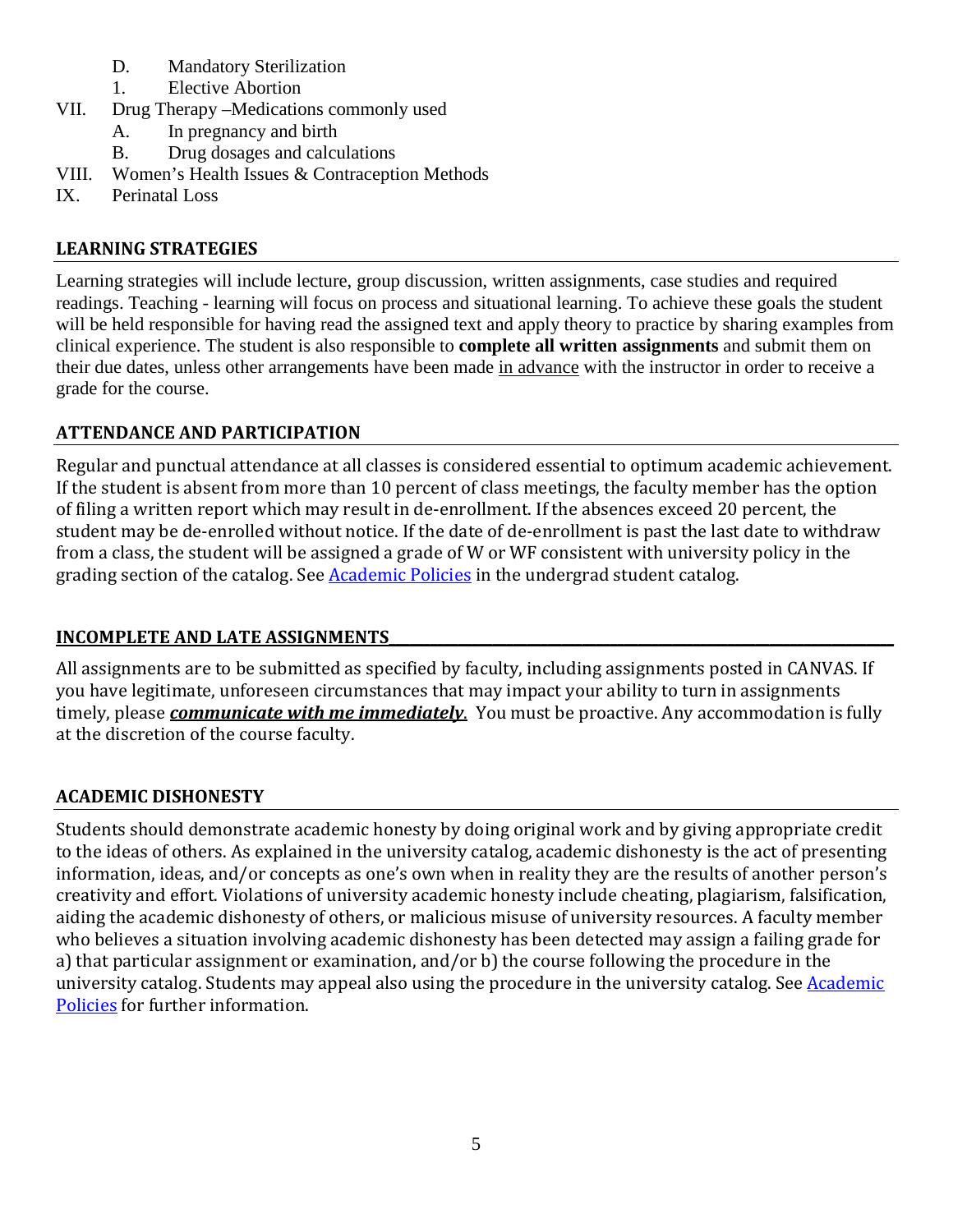D. Mandatory Sterilization

1. Elective Abortion

VII. Drug Therapy –Medications commonly used

A. In pregnancy and birth

B. Drug dosages and calculations

VIII. Women's Health Issues & Contraception Methods

IX. Perinatal Loss

## LEARNING STRATEGIES

Learning strategies will include lecture, group discussion, written assignments, case studies and required readings. Teaching - learning will focus on process and situational learning. To achieve these goals the student will be held responsible for having read the assigned text and apply theory to practice by sharing examples from clinical experience. The student is also responsible to **complete all written assignments** and submit them on their due dates, unless other arrangements have been made in advance with the instructor in order to receive a grade for the course.

## ATTENDANCE AND PARTICIPATION

Regular and punctual attendance at all classes is considered essential to optimum academic achievement. If the student is absent from more than 10 percent of class meetings, the faculty member has the option of filing a written report which may result in de-enrollment. If the absences exceed 20 percent, the student may be de-enrolled without notice. If the date of de-enrollment is past the last date to withdraw from a class, the student will be assigned a grade of W or WF consistent with university policy in the grading section of the catalog. See Academic Policies in the undergrad student catalog.

## INCOMPLETE AND LATE ASSIGNMENTS

All assignments are to be submitted as specified by faculty, including assignments posted in CANVAS. If you have legitimate, unforeseen circumstances that may impact your ability to turn in assignments timely, please ***communicate with me immediately***. You must be proactive. Any accommodation is fully at the discretion of the course faculty.

## ACADEMIC DISHONESTY

Students should demonstrate academic honesty by doing original work and by giving appropriate credit to the ideas of others. As explained in the university catalog, academic dishonesty is the act of presenting information, ideas, and/or concepts as one's own when in reality they are the results of another person's creativity and effort. Violations of university academic honesty include cheating, plagiarism, falsification, aiding the academic dishonesty of others, or malicious misuse of university resources. A faculty member who believes a situation involving academic dishonesty has been detected may assign a failing grade for a) that particular assignment or examination, and/or b) the course following the procedure in the university catalog. Students may appeal also using the procedure in the university catalog. See Academic Policies for further information.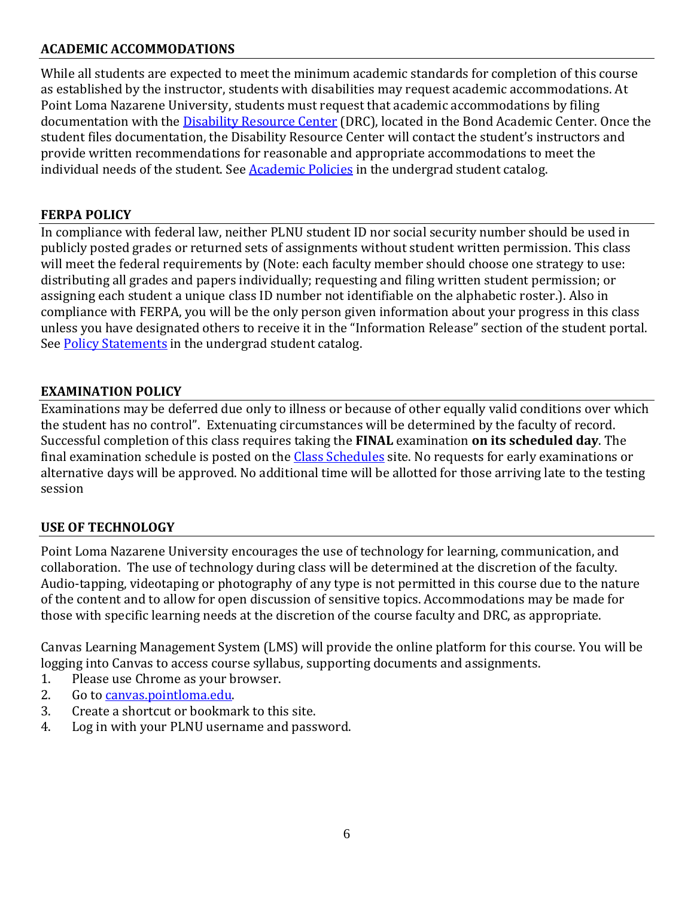## ACADEMIC ACCOMMODATIONS

While all students are expected to meet the minimum academic standards for completion of this course as established by the instructor, students with disabilities may request academic accommodations. At Point Loma Nazarene University, students must request that academic accommodations by filing documentation with the Disability Resource Center (DRC), located in the Bond Academic Center. Once the student files documentation, the Disability Resource Center will contact the student's instructors and provide written recommendations for reasonable and appropriate accommodations to meet the individual needs of the student. See Academic Policies in the undergrad student catalog.

## FERPA POLICY

In compliance with federal law, neither PLNU student ID nor social security number should be used in publicly posted grades or returned sets of assignments without student written permission. This class will meet the federal requirements by (Note: each faculty member should choose one strategy to use: distributing all grades and papers individually; requesting and filing written student permission; or assigning each student a unique class ID number not identifiable on the alphabetic roster.). Also in compliance with FERPA, you will be the only person given information about your progress in this class unless you have designated others to receive it in the "Information Release" section of the student portal. See Policy Statements in the undergrad student catalog.

## EXAMINATION POLICY

Examinations may be deferred due only to illness or because of other equally valid conditions over which the student has no control". Extenuating circumstances will be determined by the faculty of record. Successful completion of this class requires taking the **FINAL** examination **on its scheduled day**. The final examination schedule is posted on the Class Schedules site. No requests for early examinations or alternative days will be approved. No additional time will be allotted for those arriving late to the testing session

## USE OF TECHNOLOGY

Point Loma Nazarene University encourages the use of technology for learning, communication, and collaboration. The use of technology during class will be determined at the discretion of the faculty. Audio-tapping, videotaping or photography of any type is not permitted in this course due to the nature of the content and to allow for open discussion of sensitive topics. Accommodations may be made for those with specific learning needs at the discretion of the course faculty and DRC, as appropriate.

Canvas Learning Management System (LMS) will provide the online platform for this course. You will be logging into Canvas to access course syllabus, supporting documents and assignments.

1. Please use Chrome as your browser.
2. Go to canvas.pointloma.edu.
3. Create a shortcut or bookmark to this site.
4. Log in with your PLNU username and password.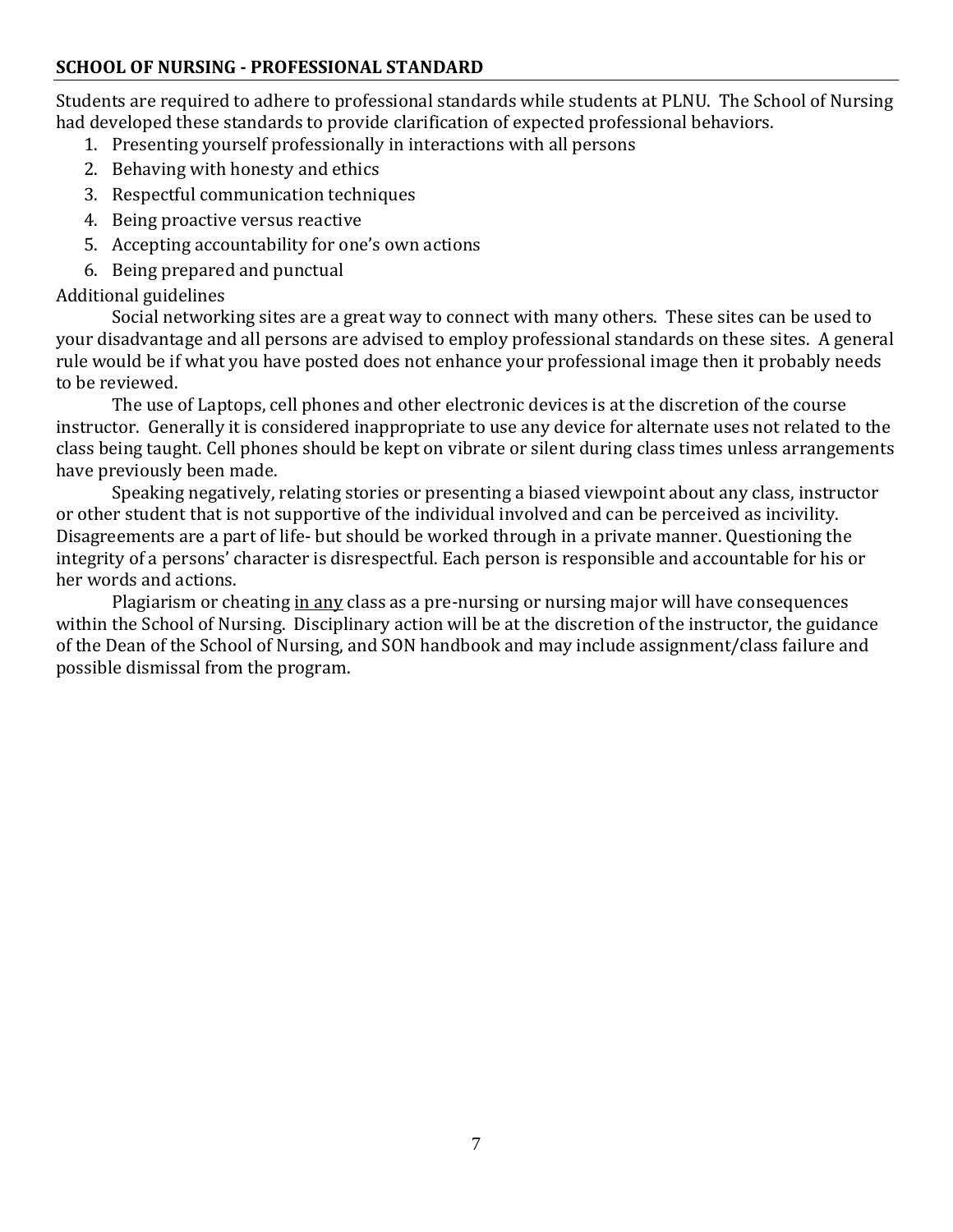## SCHOOL OF NURSING - PROFESSIONAL STANDARD

Students are required to adhere to professional standards while students at PLNU. The School of Nursing had developed these standards to provide clarification of expected professional behaviors.

1. Presenting yourself professionally in interactions with all persons
2. Behaving with honesty and ethics
3. Respectful communication techniques
4. Being proactive versus reactive
5. Accepting accountability for one's own actions
6. Being prepared and punctual

Additional guidelines

Social networking sites are a great way to connect with many others. These sites can be used to your disadvantage and all persons are advised to employ professional standards on these sites. A general rule would be if what you have posted does not enhance your professional image then it probably needs to be reviewed.

The use of Laptops, cell phones and other electronic devices is at the discretion of the course instructor. Generally it is considered inappropriate to use any device for alternate uses not related to the class being taught. Cell phones should be kept on vibrate or silent during class times unless arrangements have previously been made.

Speaking negatively, relating stories or presenting a biased viewpoint about any class, instructor or other student that is not supportive of the individual involved and can be perceived as incivility. Disagreements are a part of life- but should be worked through in a private manner. Questioning the integrity of a persons' character is disrespectful. Each person is responsible and accountable for his or her words and actions.

Plagiarism or cheating in any class as a pre-nursing or nursing major will have consequences within the School of Nursing. Disciplinary action will be at the discretion of the instructor, the guidance of the Dean of the School of Nursing, and SON handbook and may include assignment/class failure and possible dismissal from the program.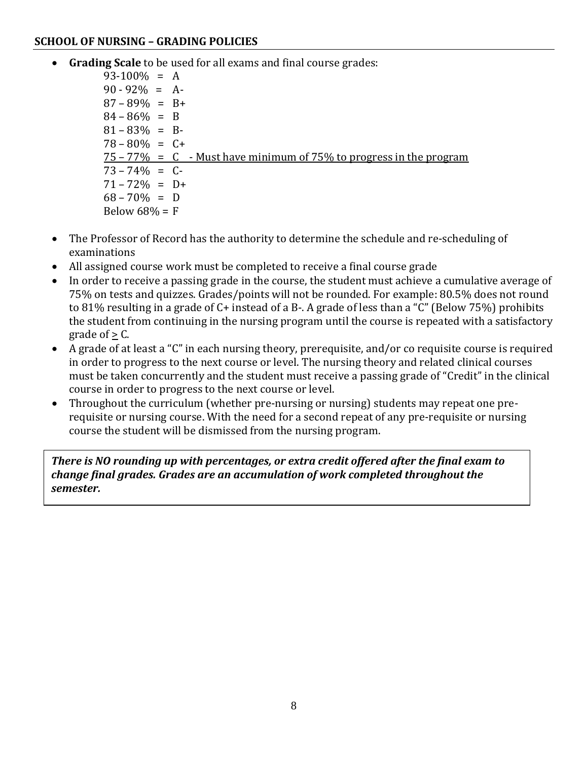## SCHOOL OF NURSING – GRADING POLICIES

- **Grading Scale** to be used for all exams and final course grades:
  - 93-100% = A
  - 90 - 92% = A-
  - 87 – 89% = B+
  - 84 – 86% = B
  - 81 – 83% = B-
  - 78 – 80% = C+
  - <u>75 – 77% = C - Must have minimum of 75% to progress in the program</u>
  - 73 – 74% = C-
  - 71 – 72% = D+
  - 68 – 70% = D
  - Below 68% = F
- The Professor of Record has the authority to determine the schedule and re-scheduling of examinations
- All assigned course work must be completed to receive a final course grade
- In order to receive a passing grade in the course, the student must achieve a cumulative average of 75% on tests and quizzes. Grades/points will not be rounded. For example: 80.5% does not round to 81% resulting in a grade of C+ instead of a B-. A grade of less than a "C" (Below 75%) prohibits the student from continuing in the nursing program until the course is repeated with a satisfactory grade of ≥ C.
- A grade of at least a "C" in each nursing theory, prerequisite, and/or co requisite course is required in order to progress to the next course or level. The nursing theory and related clinical courses must be taken concurrently and the student must receive a passing grade of "Credit" in the clinical course in order to progress to the next course or level.
- Throughout the curriculum (whether pre-nursing or nursing) students may repeat one pre-requisite or nursing course. With the need for a second repeat of any pre-requisite or nursing course the student will be dismissed from the nursing program.

***There is NO rounding up with percentages, or extra credit offered after the final exam to change final grades. Grades are an accumulation of work completed throughout the semester.***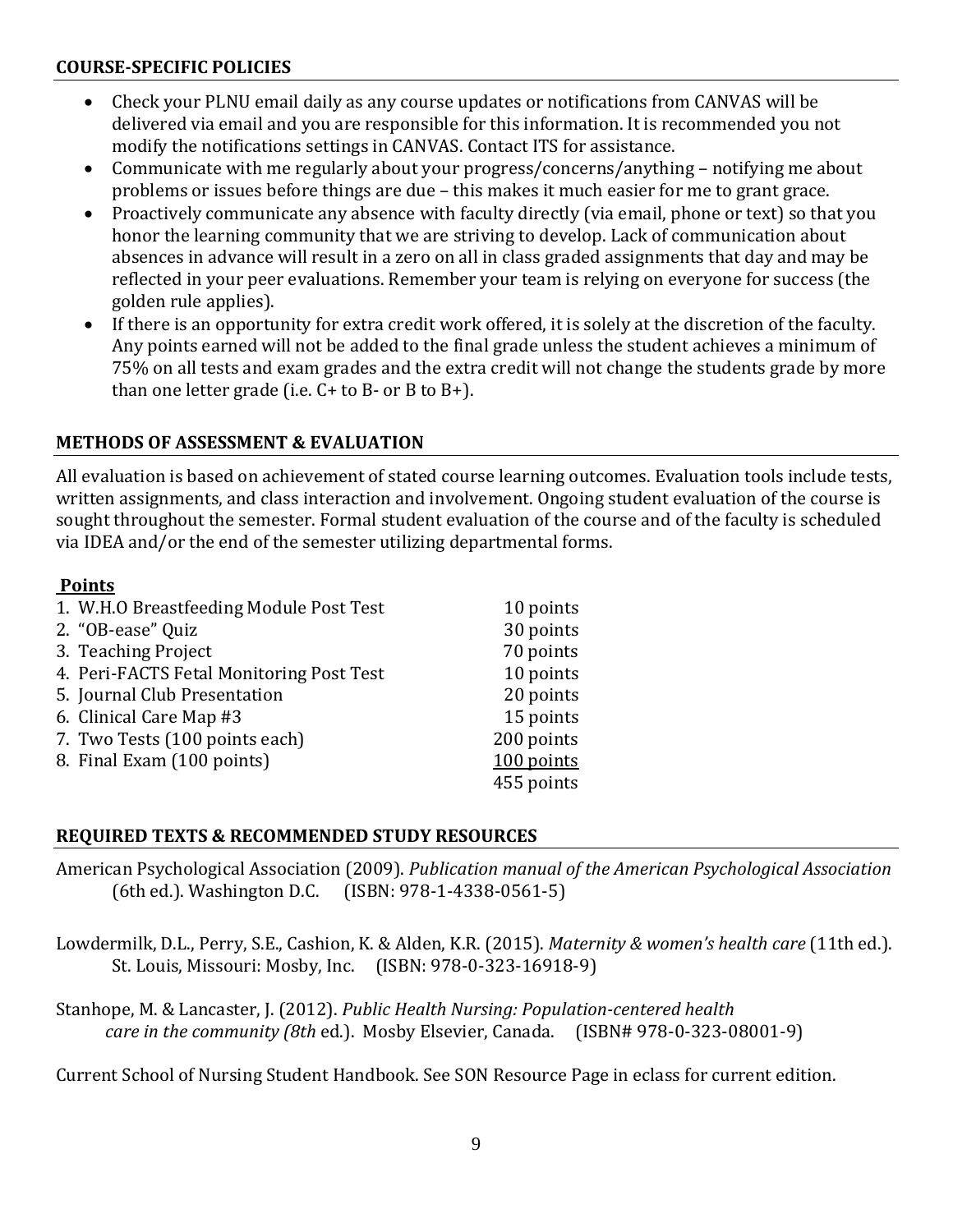## COURSE-SPECIFIC POLICIES

- Check your PLNU email daily as any course updates or notifications from CANVAS will be delivered via email and you are responsible for this information. It is recommended you not modify the notifications settings in CANVAS. Contact ITS for assistance.
- Communicate with me regularly about your progress/concerns/anything – notifying me about problems or issues before things are due – this makes it much easier for me to grant grace.
- Proactively communicate any absence with faculty directly (via email, phone or text) so that you honor the learning community that we are striving to develop. Lack of communication about absences in advance will result in a zero on all in class graded assignments that day and may be reflected in your peer evaluations. Remember your team is relying on everyone for success (the golden rule applies).
- If there is an opportunity for extra credit work offered, it is solely at the discretion of the faculty. Any points earned will not be added to the final grade unless the student achieves a minimum of 75% on all tests and exam grades and the extra credit will not change the students grade by more than one letter grade (i.e. C+ to B- or B to B+).

## METHODS OF ASSESSMENT & EVALUATION

All evaluation is based on achievement of stated course learning outcomes. Evaluation tools include tests, written assignments, and class interaction and involvement. Ongoing student evaluation of the course is sought throughout the semester. Formal student evaluation of the course and of the faculty is scheduled via IDEA and/or the end of the semester utilizing departmental forms.

**Points**

| | |
|---|---|
| 1. W.H.O Breastfeeding Module Post Test | 10 points |
| 2. "OB-ease" Quiz | 30 points |
| 3. Teaching Project | 70 points |
| 4. Peri-FACTS Fetal Monitoring Post Test | 10 points |
| 5. Journal Club Presentation | 20 points |
| 6. Clinical Care Map #3 | 15 points |
| 7. Two Tests (100 points each) | 200 points |
| 8. Final Exam (100 points) | 100 points |
| | 455 points |

## REQUIRED TEXTS & RECOMMENDED STUDY RESOURCES

American Psychological Association (2009). *Publication manual of the American Psychological Association* (6th ed.). Washington D.C. (ISBN: 978-1-4338-0561-5)

Lowdermilk, D.L., Perry, S.E., Cashion, K. & Alden, K.R. (2015). *Maternity & women's health care* (11th ed.). St. Louis, Missouri: Mosby, Inc. (ISBN: 978-0-323-16918-9)

Stanhope, M. & Lancaster, J. (2012). *Public Health Nursing: Population-centered health care in the community (8th* ed.). Mosby Elsevier, Canada. (ISBN# 978-0-323-08001-9)

Current School of Nursing Student Handbook. See SON Resource Page in eclass for current edition.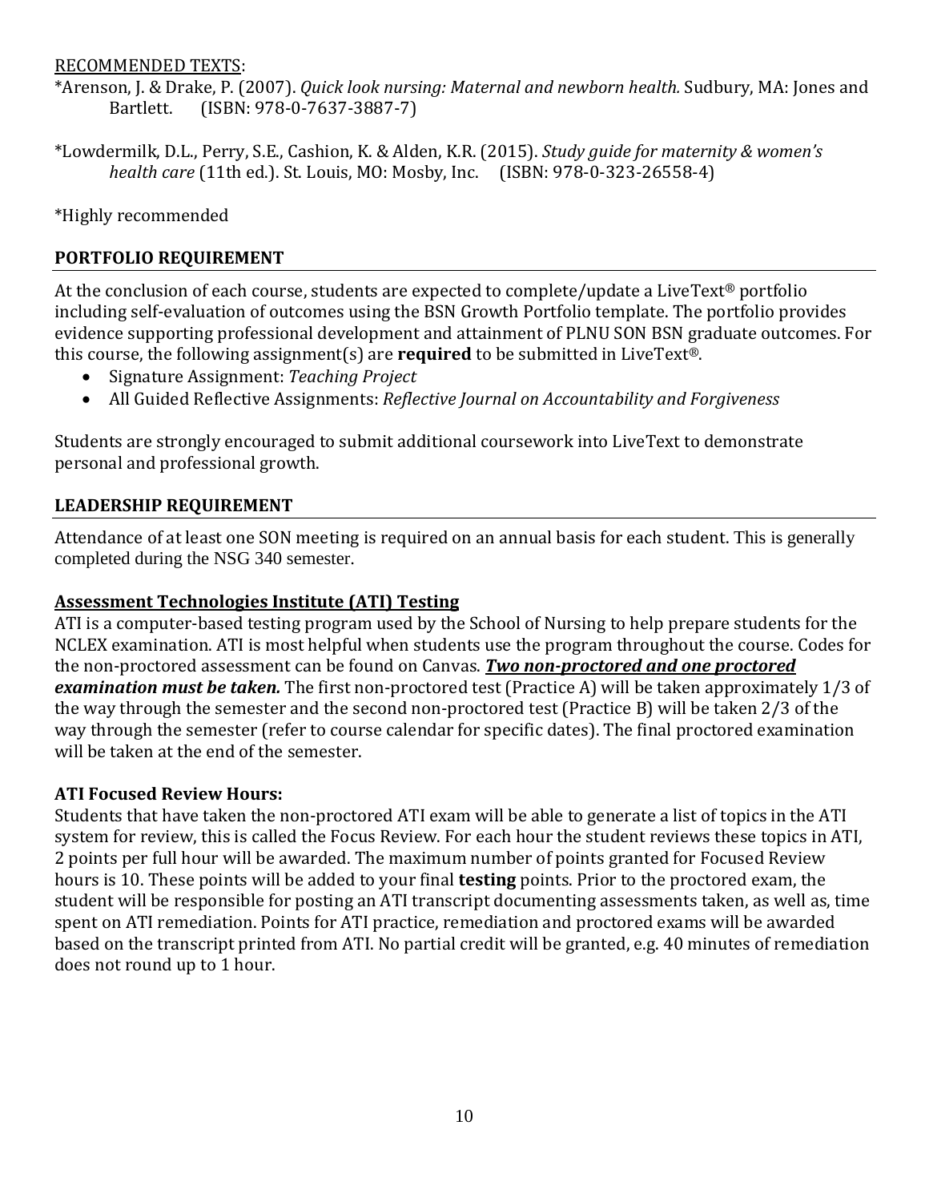RECOMMENDED TEXTS:

*Arenson, J. & Drake, P. (2007). *Quick look nursing: Maternal and newborn health.* Sudbury, MA: Jones and Bartlett. (ISBN: 978-0-7637-3887-7)

*Lowdermilk, D.L., Perry, S.E., Cashion, K. & Alden, K.R. (2015). *Study guide for maternity & women's health care* (11th ed.). St. Louis, MO: Mosby, Inc. (ISBN: 978-0-323-26558-4)

*Highly recommended

## PORTFOLIO REQUIREMENT

At the conclusion of each course, students are expected to complete/update a LiveText® portfolio including self-evaluation of outcomes using the BSN Growth Portfolio template. The portfolio provides evidence supporting professional development and attainment of PLNU SON BSN graduate outcomes. For this course, the following assignment(s) are **required** to be submitted in LiveText®.

- Signature Assignment: *Teaching Project*
- All Guided Reflective Assignments: *Reflective Journal on Accountability and Forgiveness*

Students are strongly encouraged to submit additional coursework into LiveText to demonstrate personal and professional growth.

## LEADERSHIP REQUIREMENT

Attendance of at least one SON meeting is required on an annual basis for each student. This is generally completed during the NSG 340 semester.

## Assessment Technologies Institute (ATI) Testing

ATI is a computer-based testing program used by the School of Nursing to help prepare students for the NCLEX examination. ATI is most helpful when students use the program throughout the course. Codes for the non-proctored assessment can be found on Canvas. ***Two non-proctored and one proctored examination must be taken.*** The first non-proctored test (Practice A) will be taken approximately 1/3 of the way through the semester and the second non-proctored test (Practice B) will be taken 2/3 of the way through the semester (refer to course calendar for specific dates). The final proctored examination will be taken at the end of the semester.

### ATI Focused Review Hours:

Students that have taken the non-proctored ATI exam will be able to generate a list of topics in the ATI system for review, this is called the Focus Review. For each hour the student reviews these topics in ATI, 2 points per full hour will be awarded. The maximum number of points granted for Focused Review hours is 10. These points will be added to your final **testing** points. Prior to the proctored exam, the student will be responsible for posting an ATI transcript documenting assessments taken, as well as, time spent on ATI remediation. Points for ATI practice, remediation and proctored exams will be awarded based on the transcript printed from ATI. No partial credit will be granted, e.g. 40 minutes of remediation does not round up to 1 hour.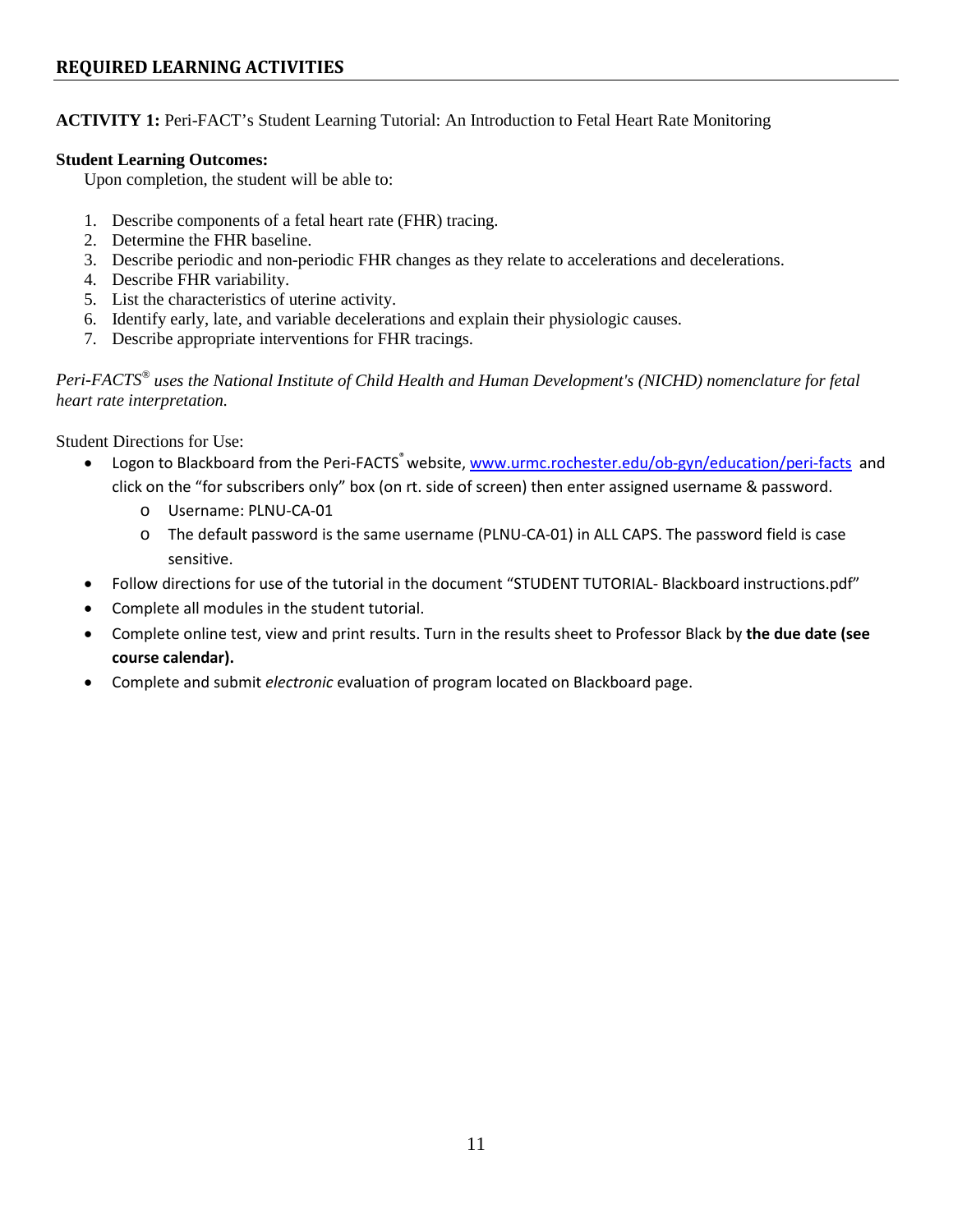## REQUIRED LEARNING ACTIVITIES

**ACTIVITY 1:** Peri-FACT's Student Learning Tutorial: An Introduction to Fetal Heart Rate Monitoring

**Student Learning Outcomes:**

Upon completion, the student will be able to:

1. Describe components of a fetal heart rate (FHR) tracing.
2. Determine the FHR baseline.
3. Describe periodic and non-periodic FHR changes as they relate to accelerations and decelerations.
4. Describe FHR variability.
5. List the characteristics of uterine activity.
6. Identify early, late, and variable decelerations and explain their physiologic causes.
7. Describe appropriate interventions for FHR tracings.

*Peri-FACTS® uses the National Institute of Child Health and Human Development's (NICHD) nomenclature for fetal heart rate interpretation.*

Student Directions for Use:

- Logon to Blackboard from the Peri-FACTS® website, www.urmc.rochester.edu/ob-gyn/education/peri-facts and click on the "for subscribers only" box (on rt. side of screen) then enter assigned username & password.
  - Username: PLNU-CA-01
  - The default password is the same username (PLNU-CA-01) in ALL CAPS. The password field is case sensitive.
- Follow directions for use of the tutorial in the document "STUDENT TUTORIAL- Blackboard instructions.pdf"
- Complete all modules in the student tutorial.
- Complete online test, view and print results. Turn in the results sheet to Professor Black by **the due date (see course calendar).**
- Complete and submit *electronic* evaluation of program located on Blackboard page.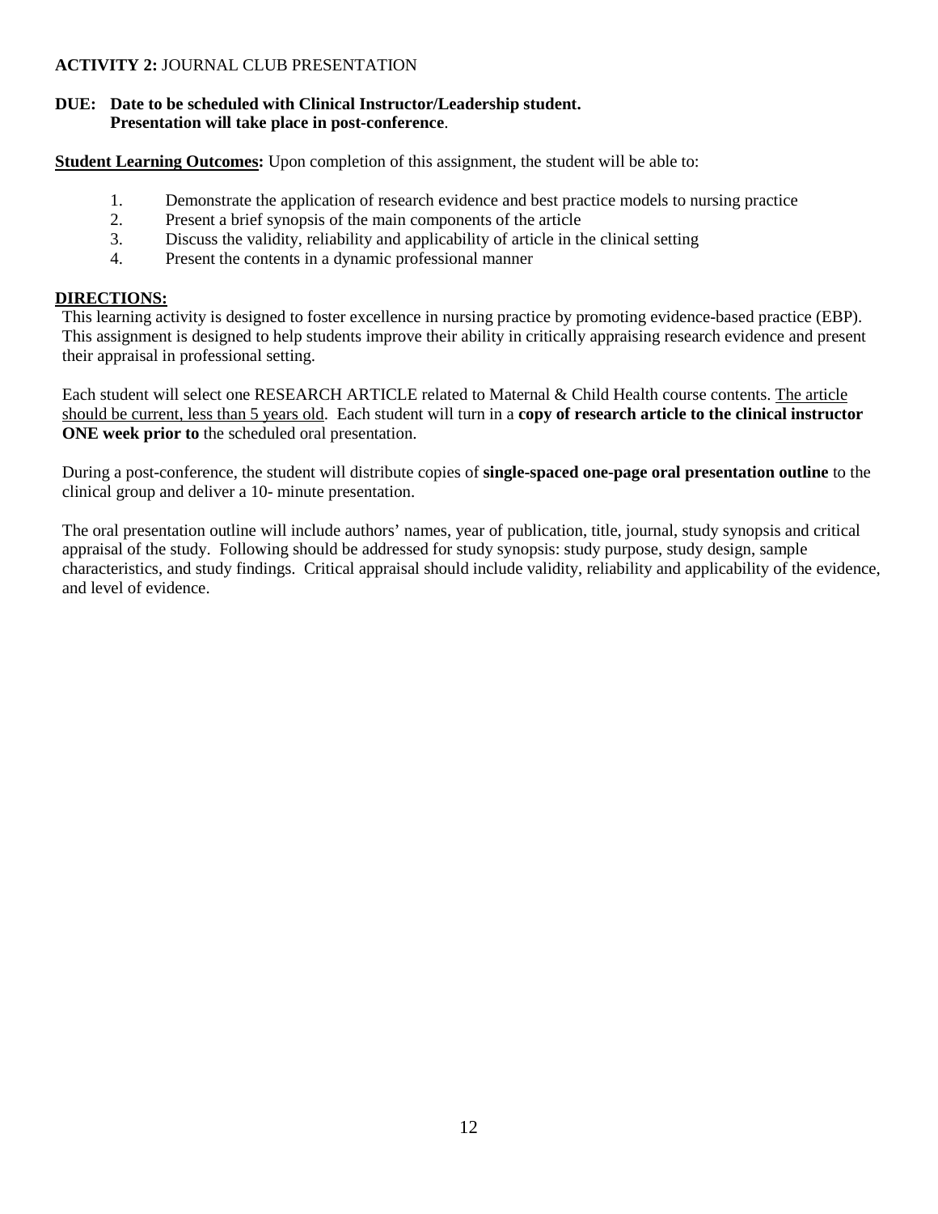**ACTIVITY 2:** JOURNAL CLUB PRESENTATION

**DUE: Date to be scheduled with Clinical Instructor/Leadership student. Presentation will take place in post-conference**.

**Student Learning Outcomes:** Upon completion of this assignment, the student will be able to:

1. Demonstrate the application of research evidence and best practice models to nursing practice
2. Present a brief synopsis of the main components of the article
3. Discuss the validity, reliability and applicability of article in the clinical setting
4. Present the contents in a dynamic professional manner

**DIRECTIONS:**

This learning activity is designed to foster excellence in nursing practice by promoting evidence-based practice (EBP). This assignment is designed to help students improve their ability in critically appraising research evidence and present their appraisal in professional setting.

Each student will select one RESEARCH ARTICLE related to Maternal & Child Health course contents. The article should be current, less than 5 years old. Each student will turn in a **copy of research article to the clinical instructor ONE week prior to** the scheduled oral presentation.

During a post-conference, the student will distribute copies of **single-spaced one-page oral presentation outline** to the clinical group and deliver a 10- minute presentation.

The oral presentation outline will include authors' names, year of publication, title, journal, study synopsis and critical appraisal of the study. Following should be addressed for study synopsis: study purpose, study design, sample characteristics, and study findings. Critical appraisal should include validity, reliability and applicability of the evidence, and level of evidence.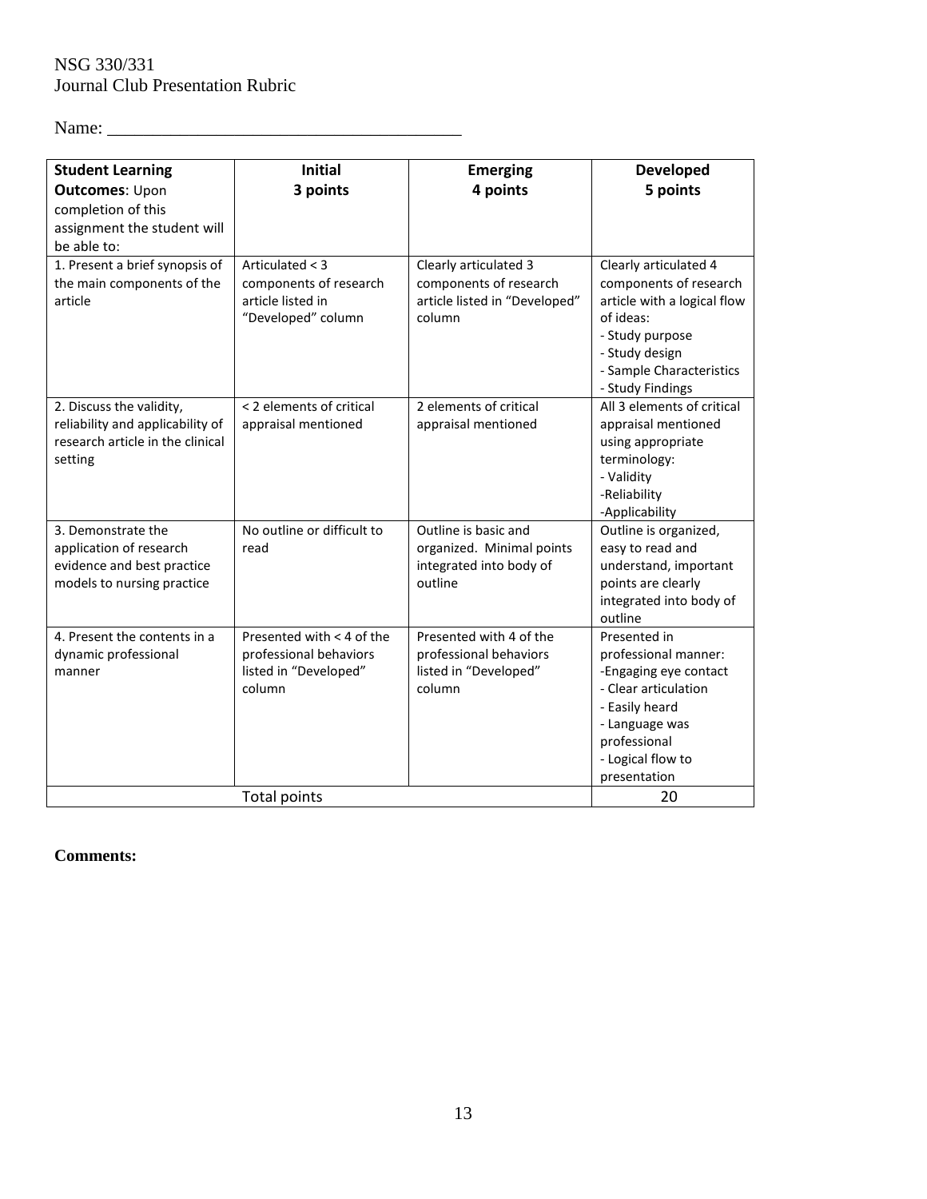NSG 330/331
Journal Club Presentation Rubric

Name: _______________________________________

| **Student Learning Outcomes**: Upon completion of this assignment the student will be able to: | **Initial 3 points** | **Emerging 4 points** | **Developed 5 points** |
|---|---|---|---|
| 1. Present a brief synopsis of the main components of the article | Articulated < 3 components of research article listed in "Developed" column | Clearly articulated 3 components of research article listed in "Developed" column | Clearly articulated 4 components of research article with a logical flow of ideas:<br>- Study purpose<br>- Study design<br>- Sample Characteristics<br>- Study Findings |
| 2. Discuss the validity, reliability and applicability of research article in the clinical setting | < 2 elements of critical appraisal mentioned | 2 elements of critical appraisal mentioned | All 3 elements of critical appraisal mentioned using appropriate terminology:<br>- Validity<br>-Reliability<br>-Applicability |
| 3. Demonstrate the application of research evidence and best practice models to nursing practice | No outline or difficult to read | Outline is basic and organized. Minimal points integrated into body of outline | Outline is organized, easy to read and understand, important points are clearly integrated into body of outline |
| 4. Present the contents in a dynamic professional manner | Presented with < 4 of the professional behaviors listed in "Developed" column | Presented with 4 of the professional behaviors listed in "Developed" column | Presented in professional manner:<br>-Engaging eye contact<br>- Clear articulation<br>- Easily heard<br>- Language was professional<br>- Logical flow to presentation |
| Total points | | | 20 |

**Comments:**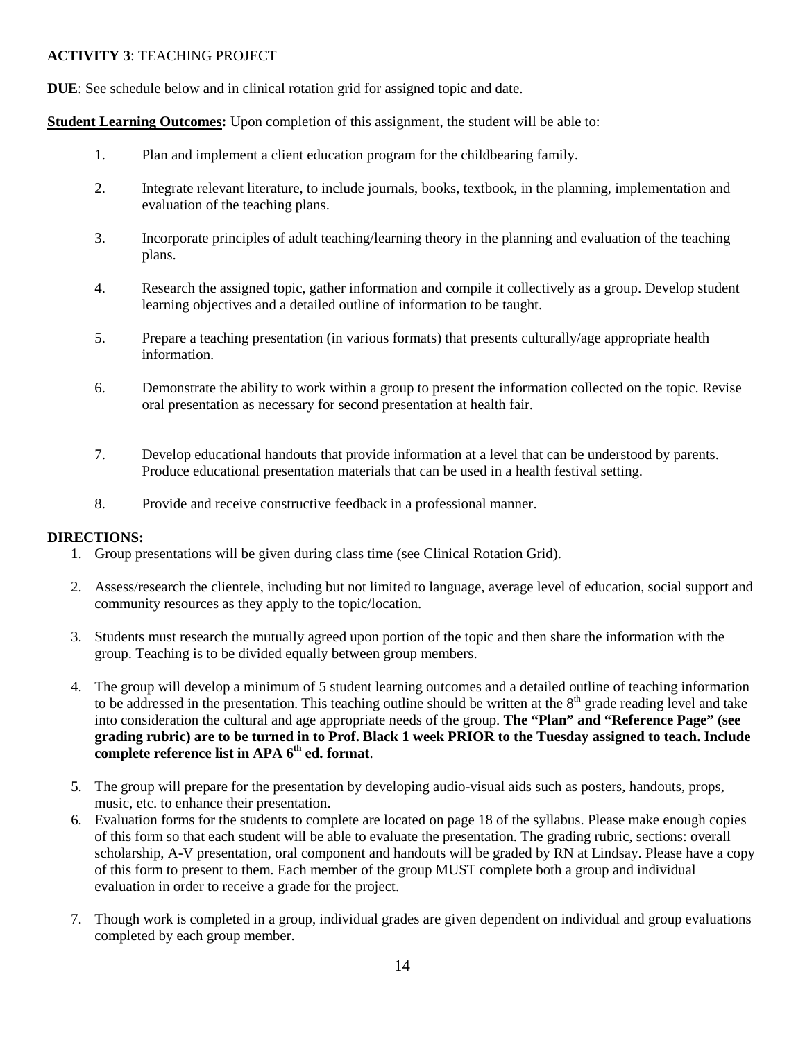**ACTIVITY 3**: TEACHING PROJECT

**DUE**: See schedule below and in clinical rotation grid for assigned topic and date.

**Student Learning Outcomes:** Upon completion of this assignment, the student will be able to:

1. Plan and implement a client education program for the childbearing family.
2. Integrate relevant literature, to include journals, books, textbook, in the planning, implementation and evaluation of the teaching plans.
3. Incorporate principles of adult teaching/learning theory in the planning and evaluation of the teaching plans.
4. Research the assigned topic, gather information and compile it collectively as a group. Develop student learning objectives and a detailed outline of information to be taught.
5. Prepare a teaching presentation (in various formats) that presents culturally/age appropriate health information.
6. Demonstrate the ability to work within a group to present the information collected on the topic. Revise oral presentation as necessary for second presentation at health fair.
7. Develop educational handouts that provide information at a level that can be understood by parents. Produce educational presentation materials that can be used in a health festival setting.
8. Provide and receive constructive feedback in a professional manner.

**DIRECTIONS:**

1. Group presentations will be given during class time (see Clinical Rotation Grid).
2. Assess/research the clientele, including but not limited to language, average level of education, social support and community resources as they apply to the topic/location.
3. Students must research the mutually agreed upon portion of the topic and then share the information with the group. Teaching is to be divided equally between group members.
4. The group will develop a minimum of 5 student learning outcomes and a detailed outline of teaching information to be addressed in the presentation. This teaching outline should be written at the 8th grade reading level and take into consideration the cultural and age appropriate needs of the group. **The "Plan" and "Reference Page" (see grading rubric) are to be turned in to Prof. Black 1 week PRIOR to the Tuesday assigned to teach. Include complete reference list in APA 6th ed. format**.
5. The group will prepare for the presentation by developing audio-visual aids such as posters, handouts, props, music, etc. to enhance their presentation.
6. Evaluation forms for the students to complete are located on page 18 of the syllabus. Please make enough copies of this form so that each student will be able to evaluate the presentation. The grading rubric, sections: overall scholarship, A-V presentation, oral component and handouts will be graded by RN at Lindsay. Please have a copy of this form to present to them. Each member of the group MUST complete both a group and individual evaluation in order to receive a grade for the project.
7. Though work is completed in a group, individual grades are given dependent on individual and group evaluations completed by each group member.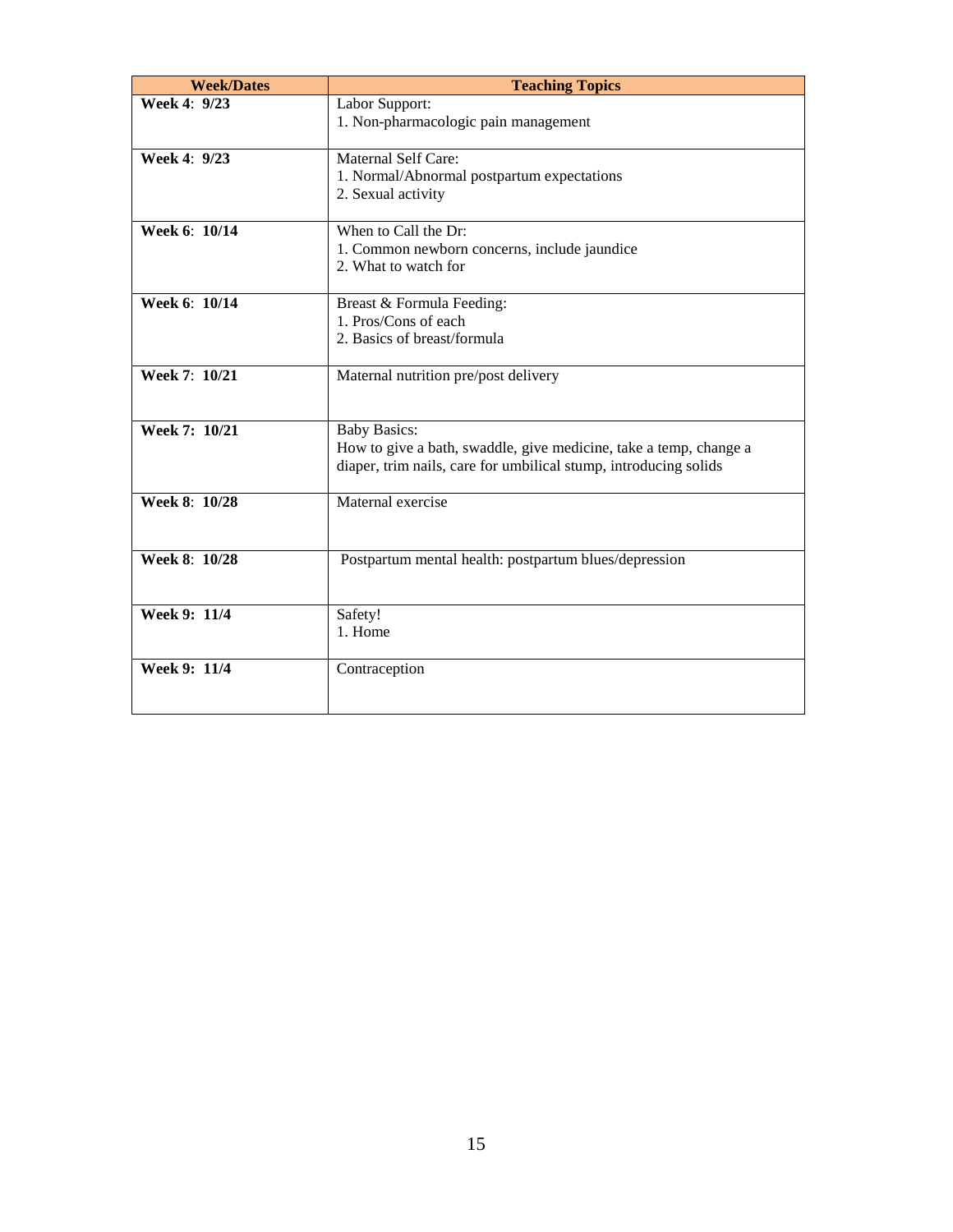| Week/Dates | Teaching Topics |
|---|---|
| **Week 4**: **9/23** | Labor Support:<br>1. Non-pharmacologic pain management |
| **Week 4**: **9/23** | Maternal Self Care:<br>1. Normal/Abnormal postpartum expectations<br>2. Sexual activity |
| **Week 6**: **10/14** | When to Call the Dr:<br>1. Common newborn concerns, include jaundice<br>2. What to watch for |
| **Week 6**: **10/14** | Breast & Formula Feeding:<br>1. Pros/Cons of each<br>2. Basics of breast/formula |
| **Week 7**: **10/21** | Maternal nutrition pre/post delivery |
| **Week 7: 10/21** | Baby Basics:<br>How to give a bath, swaddle, give medicine, take a temp, change a diaper, trim nails, care for umbilical stump, introducing solids |
| **Week 8**: **10/28** | Maternal exercise |
| **Week 8**: **10/28** | Postpartum mental health: postpartum blues/depression |
| **Week 9: 11/4** | Safety!<br>1. Home |
| **Week 9: 11/4** | Contraception |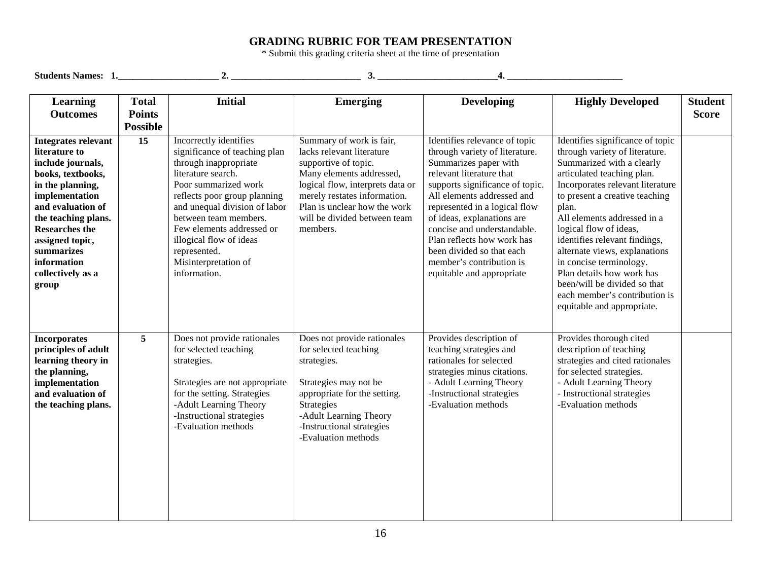# GRADING RUBRIC FOR TEAM PRESENTATION

\* Submit this grading criteria sheet at the time of presentation

**Students Names: 1.____________________ 2. __________________________ 3. ________________________4. _______________________**

| Learning Outcomes | Total Points Possible | Initial | Emerging | Developing | Highly Developed | Student Score |
|---|---|---|---|---|---|---|
| **Integrates relevant literature to include journals, books, textbooks, in the planning, implementation and evaluation of the teaching plans. Researches the assigned topic, summarizes information collectively as a group** | **15** | Incorrectly identifies significance of teaching plan through inappropriate literature search.<br>Poor summarized work reflects poor group planning and unequal division of labor between team members.<br>Few elements addressed or illogical flow of ideas represented.<br>Misinterpretation of information. | Summary of work is fair, lacks relevant literature supportive of topic.<br>Many elements addressed, logical flow, interprets data or merely restates information.<br>Plan is unclear how the work will be divided between team members. | Identifies relevance of topic through variety of literature.<br>Summarizes paper with relevant literature that supports significance of topic.<br>All elements addressed and represented in a logical flow of ideas, explanations are concise and understandable.<br>Plan reflects how work has been divided so that each member's contribution is equitable and appropriate | Identifies significance of topic through variety of literature.<br>Summarized with a clearly articulated teaching plan.<br>Incorporates relevant literature to present a creative teaching plan.<br>All elements addressed in a logical flow of ideas, identifies relevant findings, alternate views, explanations in concise terminology.<br>Plan details how work has been/will be divided so that each member's contribution is equitable and appropriate. | |
| **Incorporates principles of adult learning theory in the planning, implementation and evaluation of the teaching plans.** | **5** | Does not provide rationales for selected teaching strategies.<br><br>Strategies are not appropriate for the setting. Strategies<br>-Adult Learning Theory<br>-Instructional strategies<br>-Evaluation methods | Does not provide rationales for selected teaching strategies.<br><br>Strategies may not be appropriate for the setting.<br>Strategies<br>-Adult Learning Theory<br>-Instructional strategies<br>-Evaluation methods | Provides description of teaching strategies and rationales for selected strategies minus citations.<br>- Adult Learning Theory<br>-Instructional strategies<br>-Evaluation methods | Provides thorough cited description of teaching strategies and cited rationales for selected strategies.<br>- Adult Learning Theory<br>- Instructional strategies<br>-Evaluation methods | |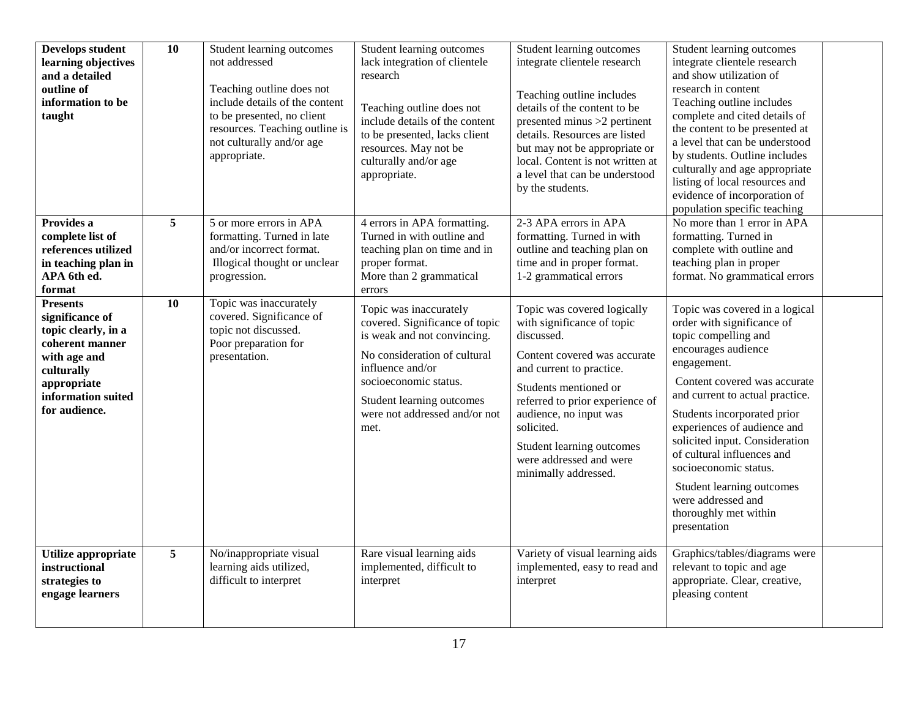| **Develops student learning objectives and a detailed outline of information to be taught** | **10** | Student learning outcomes not addressed<br><br>Teaching outline does not include details of the content to be presented, no client resources. Teaching outline is not culturally and/or age appropriate. | Student learning outcomes lack integration of clientele research<br><br>Teaching outline does not include details of the content to be presented, lacks client resources. May not be culturally and/or age appropriate. | Student learning outcomes integrate clientele research<br><br>Teaching outline includes details of the content to be presented minus >2 pertinent details. Resources are listed but may not be appropriate or local. Content is not written at a level that can be understood by the students. | Student learning outcomes integrate clientele research and show utilization of research in content<br>Teaching outline includes complete and cited details of the content to be presented at a level that can be understood by students. Outline includes culturally and age appropriate listing of local resources and evidence of incorporation of population specific teaching | |
|---|---|---|---|---|---|---|
| **Provides a complete list of references utilized in teaching plan in APA 6th ed. format** | **5** | 5 or more errors in APA formatting. Turned in late and/or incorrect format.<br>Illogical thought or unclear progression. | 4 errors in APA formatting. Turned in with outline and teaching plan on time and in proper format.<br>More than 2 grammatical errors | 2-3 APA errors in APA formatting. Turned in with outline and teaching plan on time and in proper format.<br>1-2 grammatical errors | No more than 1 error in APA formatting. Turned in complete with outline and teaching plan in proper format. No grammatical errors | |
| **Presents significance of topic clearly, in a coherent manner with age and culturally appropriate information suited for audience.** | **10** | Topic was inaccurately covered. Significance of topic not discussed.<br>Poor preparation for presentation. | Topic was inaccurately covered. Significance of topic is weak and not convincing.<br><br>No consideration of cultural influence and/or socioeconomic status.<br><br>Student learning outcomes were not addressed and/or not met. | Topic was covered logically with significance of topic discussed.<br><br>Content covered was accurate and current to practice.<br><br>Students mentioned or referred to prior experience of audience, no input was solicited.<br><br>Student learning outcomes were addressed and were minimally addressed. | Topic was covered in a logical order with significance of topic compelling and encourages audience engagement.<br><br>Content covered was accurate and current to actual practice.<br><br>Students incorporated prior experiences of audience and solicited input. Consideration of cultural influences and socioeconomic status.<br><br>Student learning outcomes were addressed and thoroughly met within presentation | |
| **Utilize appropriate instructional strategies to engage learners** | **5** | No/inappropriate visual learning aids utilized, difficult to interpret | Rare visual learning aids implemented, difficult to interpret | Variety of visual learning aids implemented, easy to read and interpret | Graphics/tables/diagrams were relevant to topic and age appropriate. Clear, creative, pleasing content | |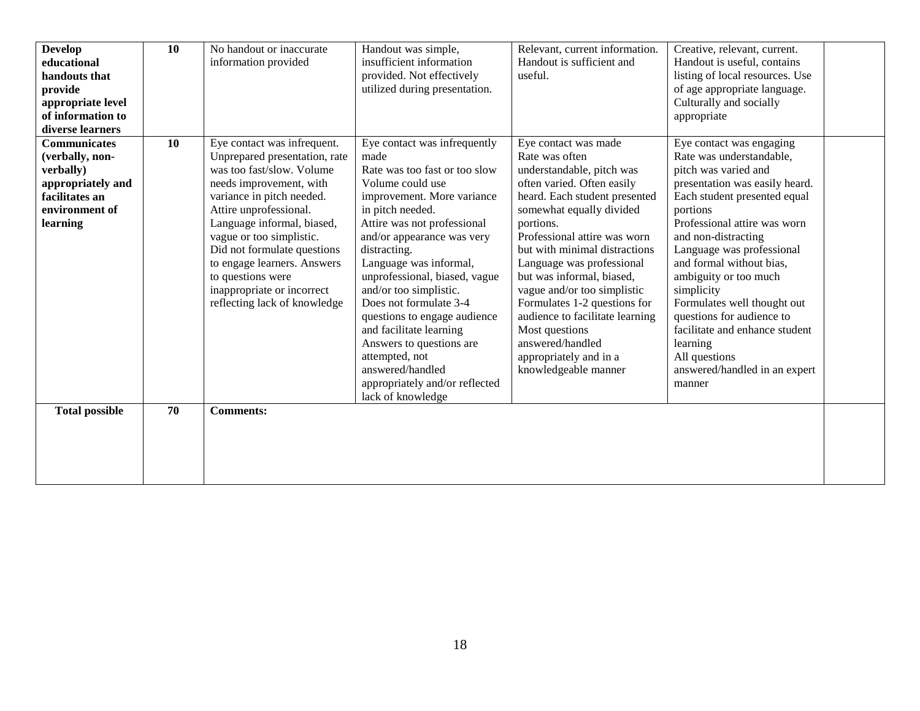| **Develop educational handouts that provide appropriate level of information to diverse learners** | **10** | No handout or inaccurate information provided | Handout was simple, insufficient information provided. Not effectively utilized during presentation. | Relevant, current information. Handout is sufficient and useful. | Creative, relevant, current. Handout is useful, contains listing of local resources. Use of age appropriate language. Culturally and socially appropriate | |
|---|---|---|---|---|---|---|
| **Communicates (verbally, non-verbally) appropriately and facilitates an environment of learning** | **10** | Eye contact was infrequent. Unprepared presentation, rate was too fast/slow. Volume needs improvement, with variance in pitch needed. Attire unprofessional. Language informal, biased, vague or too simplistic. Did not formulate questions to engage learners. Answers to questions were inappropriate or incorrect reflecting lack of knowledge | Eye contact was infrequently made<br>Rate was too fast or too slow<br>Volume could use improvement. More variance in pitch needed.<br>Attire was not professional and/or appearance was very distracting.<br>Language was informal, unprofessional, biased, vague and/or too simplistic.<br>Does not formulate 3-4 questions to engage audience and facilitate learning<br>Answers to questions are attempted, not answered/handled appropriately and/or reflected lack of knowledge | Eye contact was made<br>Rate was often understandable, pitch was often varied. Often easily heard. Each student presented somewhat equally divided portions.<br>Professional attire was worn but with minimal distractions<br>Language was professional but was informal, biased, vague and/or too simplistic<br>Formulates 1-2 questions for audience to facilitate learning<br>Most questions answered/handled appropriately and in a knowledgeable manner | Eye contact was engaging<br>Rate was understandable, pitch was varied and presentation was easily heard. Each student presented equal portions<br>Professional attire was worn and non-distracting<br>Language was professional and formal without bias, ambiguity or too much simplicity<br>Formulates well thought out questions for audience to facilitate and enhance student learning<br>All questions answered/handled in an expert manner | |
| **Total possible** | **70** | **Comments:** | | | | |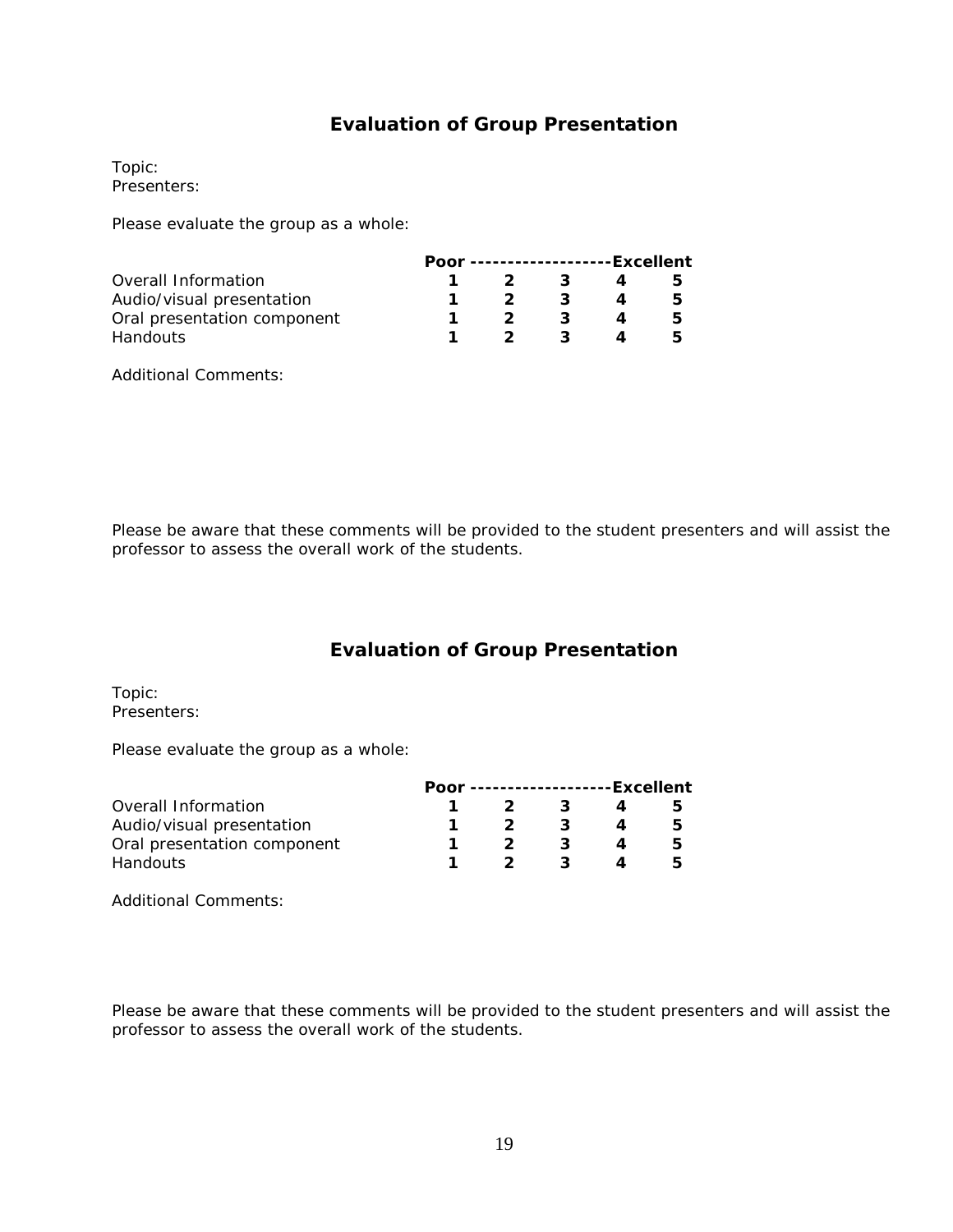## Evaluation of Group Presentation

Topic:
Presenters:

Please evaluate the group as a whole:

| | Poor | ------- | ------- | ------- | Excellent |
|---|---|---|---|---|---|
| Overall Information | **1** | **2** | **3** | **4** | **5** |
| Audio/visual presentation | **1** | **2** | **3** | **4** | **5** |
| Oral presentation component | **1** | **2** | **3** | **4** | **5** |
| Handouts | **1** | **2** | **3** | **4** | **5** |

Additional Comments:

Please be aware that these comments will be provided to the student presenters and will assist the professor to assess the overall work of the students.

## Evaluation of Group Presentation

Topic:
Presenters:

Please evaluate the group as a whole:

| | Poor | ------- | ------- | ------- | Excellent |
|---|---|---|---|---|---|
| Overall Information | **1** | **2** | **3** | **4** | **5** |
| Audio/visual presentation | **1** | **2** | **3** | **4** | **5** |
| Oral presentation component | **1** | **2** | **3** | **4** | **5** |
| Handouts | **1** | **2** | **3** | **4** | **5** |

Additional Comments:

Please be aware that these comments will be provided to the student presenters and will assist the professor to assess the overall work of the students.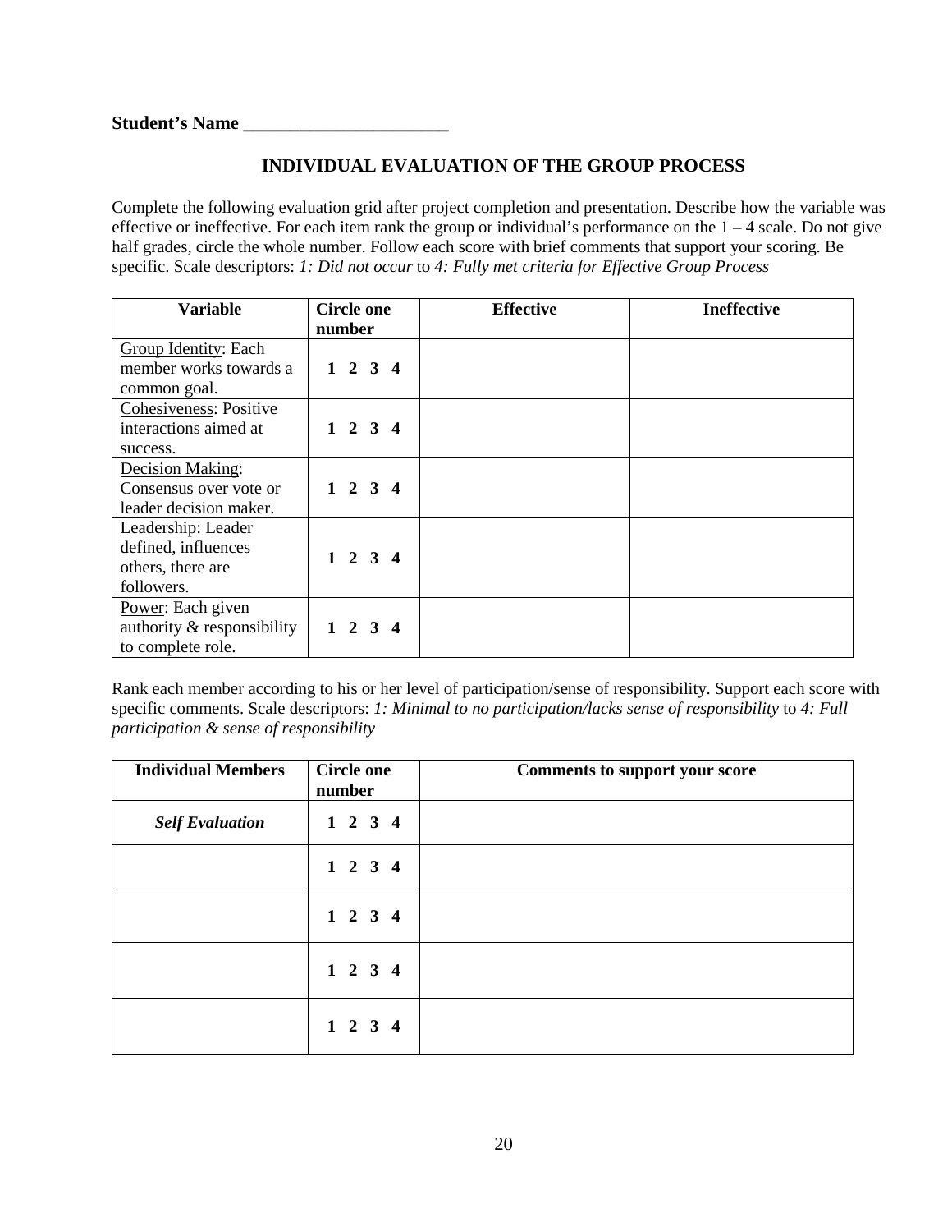**Student's Name ______________________**

## INDIVIDUAL EVALUATION OF THE GROUP PROCESS

Complete the following evaluation grid after project completion and presentation. Describe how the variable was effective or ineffective. For each item rank the group or individual's performance on the 1 – 4 scale. Do not give half grades, circle the whole number. Follow each score with brief comments that support your scoring. Be specific. Scale descriptors: *1: Did not occur* to *4: Fully met criteria for Effective Group Process*

| Variable | Circle one number | Effective | Ineffective |
|---|---|---|---|
| Group Identity: Each member works towards a common goal. | **1 2 3 4** | | |
| Cohesiveness: Positive interactions aimed at success. | **1 2 3 4** | | |
| Decision Making: Consensus over vote or leader decision maker. | **1 2 3 4** | | |
| Leadership: Leader defined, influences others, there are followers. | **1 2 3 4** | | |
| Power: Each given authority & responsibility to complete role. | **1 2 3 4** | | |

Rank each member according to his or her level of participation/sense of responsibility. Support each score with specific comments. Scale descriptors: *1: Minimal to no participation/lacks sense of responsibility* to *4: Full participation & sense of responsibility*

| Individual Members | Circle one number | Comments to support your score |
|---|---|---|
| ***Self Evaluation*** | **1 2 3 4** | |
| | **1 2 3 4** | |
| | **1 2 3 4** | |
| | **1 2 3 4** | |
| | **1 2 3 4** | |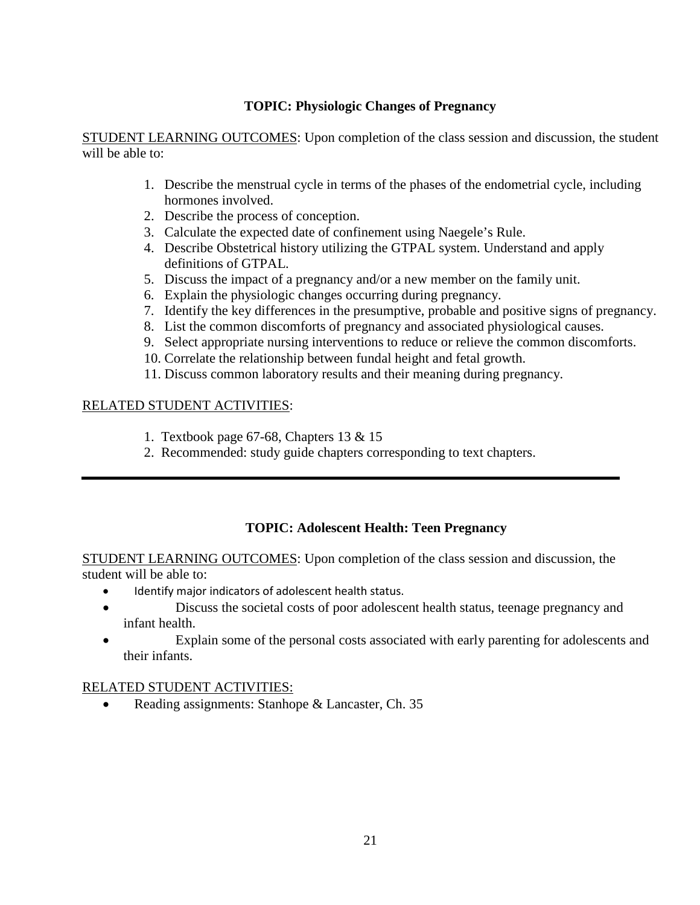## TOPIC: Physiologic Changes of Pregnancy

<u>STUDENT LEARNING OUTCOMES</u>: Upon completion of the class session and discussion, the student will be able to:

1. Describe the menstrual cycle in terms of the phases of the endometrial cycle, including hormones involved.
2. Describe the process of conception.
3. Calculate the expected date of confinement using Naegele's Rule.
4. Describe Obstetrical history utilizing the GTPAL system. Understand and apply definitions of GTPAL.
5. Discuss the impact of a pregnancy and/or a new member on the family unit.
6. Explain the physiologic changes occurring during pregnancy.
7. Identify the key differences in the presumptive, probable and positive signs of pregnancy.
8. List the common discomforts of pregnancy and associated physiological causes.
9. Select appropriate nursing interventions to reduce or relieve the common discomforts.
10. Correlate the relationship between fundal height and fetal growth.
11. Discuss common laboratory results and their meaning during pregnancy.

<u>RELATED STUDENT ACTIVITIES</u>:

1. Textbook page 67-68, Chapters 13 & 15
2. Recommended: study guide chapters corresponding to text chapters.

---

## TOPIC: Adolescent Health: Teen Pregnancy

<u>STUDENT LEARNING OUTCOMES</u>: Upon completion of the class session and discussion, the student will be able to:

- Identify major indicators of adolescent health status.
- Discuss the societal costs of poor adolescent health status, teenage pregnancy and infant health.
- Explain some of the personal costs associated with early parenting for adolescents and their infants.

<u>RELATED STUDENT ACTIVITIES:</u>

- Reading assignments: Stanhope & Lancaster, Ch. 35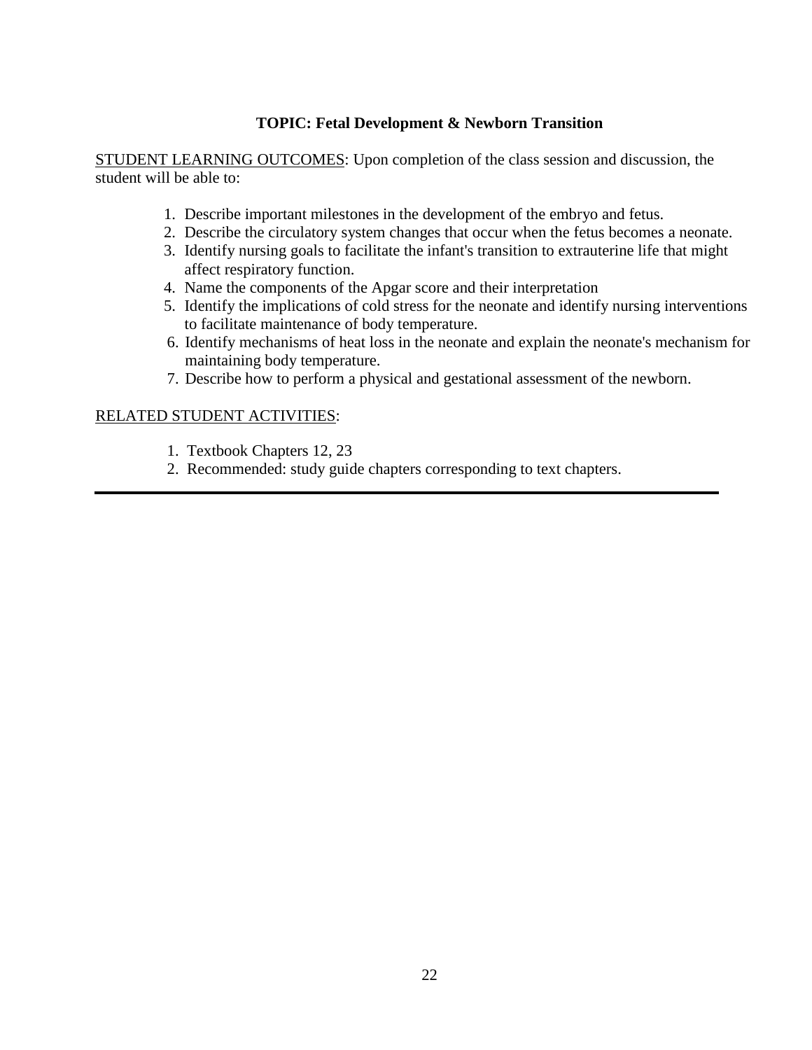**TOPIC: Fetal Development & Newborn Transition**

STUDENT LEARNING OUTCOMES: Upon completion of the class session and discussion, the student will be able to:

1. Describe important milestones in the development of the embryo and fetus.
2. Describe the circulatory system changes that occur when the fetus becomes a neonate.
3. Identify nursing goals to facilitate the infant's transition to extrauterine life that might affect respiratory function.
4. Name the components of the Apgar score and their interpretation
5. Identify the implications of cold stress for the neonate and identify nursing interventions to facilitate maintenance of body temperature.
6. Identify mechanisms of heat loss in the neonate and explain the neonate's mechanism for maintaining body temperature.
7. Describe how to perform a physical and gestational assessment of the newborn.

RELATED STUDENT ACTIVITIES:

1. Textbook Chapters 12, 23
2. Recommended: study guide chapters corresponding to text chapters.

---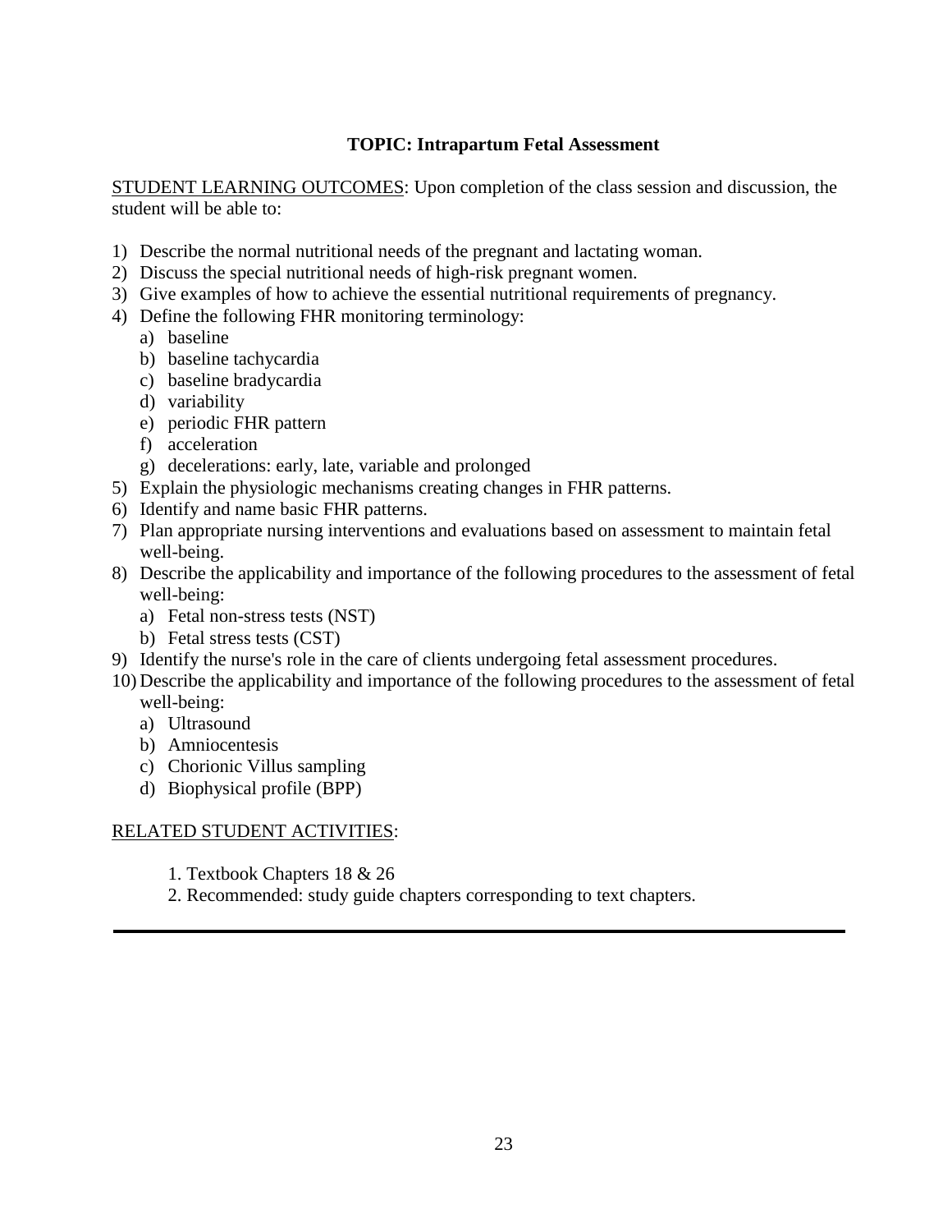## TOPIC: Intrapartum Fetal Assessment

STUDENT LEARNING OUTCOMES: Upon completion of the class session and discussion, the student will be able to:

1) Describe the normal nutritional needs of the pregnant and lactating woman.
2) Discuss the special nutritional needs of high-risk pregnant women.
3) Give examples of how to achieve the essential nutritional requirements of pregnancy.
4) Define the following FHR monitoring terminology:
   a) baseline
   b) baseline tachycardia
   c) baseline bradycardia
   d) variability
   e) periodic FHR pattern
   f) acceleration
   g) decelerations: early, late, variable and prolonged
5) Explain the physiologic mechanisms creating changes in FHR patterns.
6) Identify and name basic FHR patterns.
7) Plan appropriate nursing interventions and evaluations based on assessment to maintain fetal well-being.
8) Describe the applicability and importance of the following procedures to the assessment of fetal well-being:
   a) Fetal non-stress tests (NST)
   b) Fetal stress tests (CST)
9) Identify the nurse's role in the care of clients undergoing fetal assessment procedures.
10) Describe the applicability and importance of the following procedures to the assessment of fetal well-being:
    a) Ultrasound
    b) Amniocentesis
    c) Chorionic Villus sampling
    d) Biophysical profile (BPP)

RELATED STUDENT ACTIVITIES:

1. Textbook Chapters 18 & 26
2. Recommended: study guide chapters corresponding to text chapters.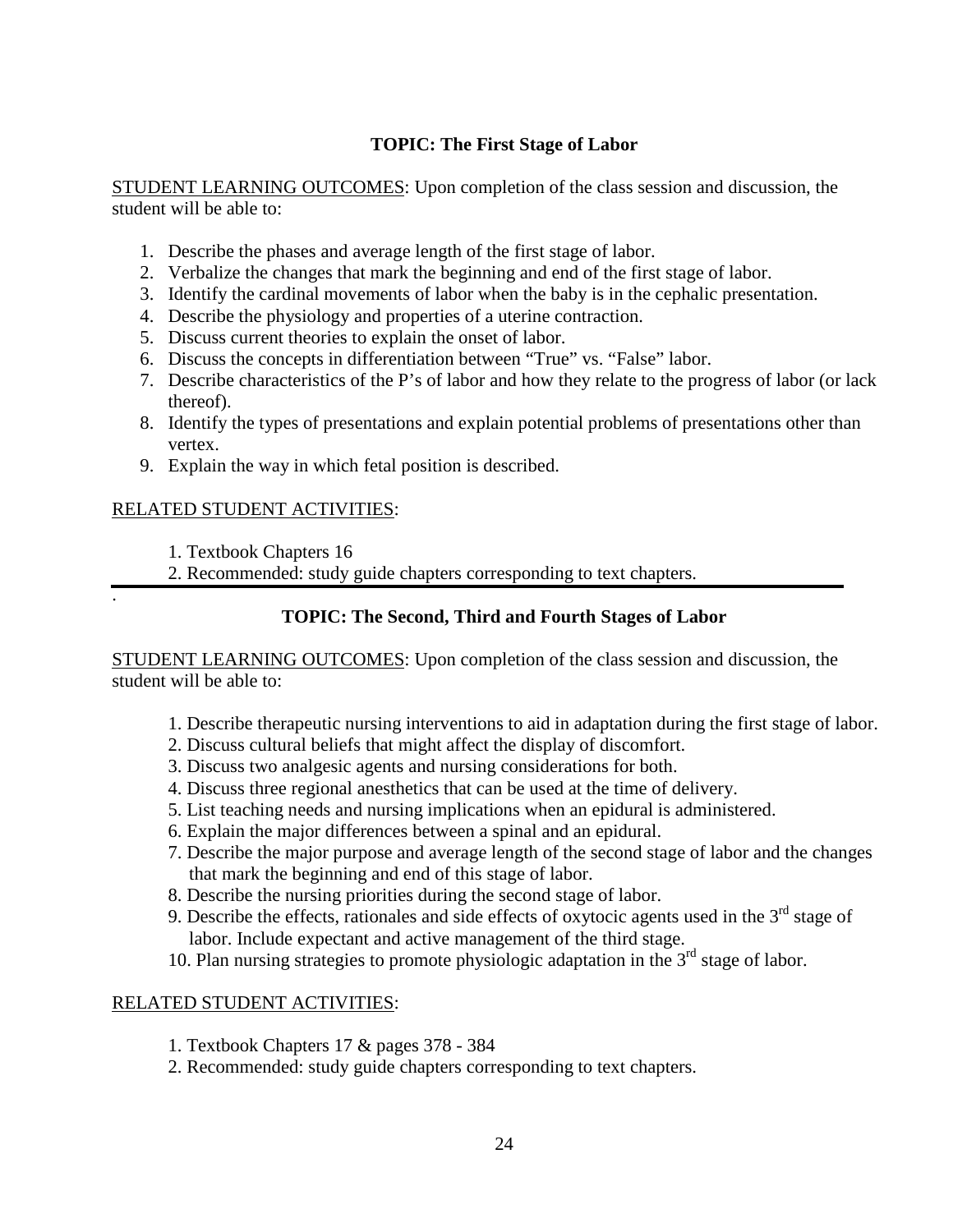## TOPIC: The First Stage of Labor

STUDENT LEARNING OUTCOMES: Upon completion of the class session and discussion, the student will be able to:

1. Describe the phases and average length of the first stage of labor.
2. Verbalize the changes that mark the beginning and end of the first stage of labor.
3. Identify the cardinal movements of labor when the baby is in the cephalic presentation.
4. Describe the physiology and properties of a uterine contraction.
5. Discuss current theories to explain the onset of labor.
6. Discuss the concepts in differentiation between "True" vs. "False" labor.
7. Describe characteristics of the P's of labor and how they relate to the progress of labor (or lack thereof).
8. Identify the types of presentations and explain potential problems of presentations other than vertex.
9. Explain the way in which fetal position is described.

RELATED STUDENT ACTIVITIES:

1. Textbook Chapters 16
2. Recommended: study guide chapters corresponding to text chapters.

---

## TOPIC: The Second, Third and Fourth Stages of Labor

STUDENT LEARNING OUTCOMES: Upon completion of the class session and discussion, the student will be able to:

1. Describe therapeutic nursing interventions to aid in adaptation during the first stage of labor.
2. Discuss cultural beliefs that might affect the display of discomfort.
3. Discuss two analgesic agents and nursing considerations for both.
4. Discuss three regional anesthetics that can be used at the time of delivery.
5. List teaching needs and nursing implications when an epidural is administered.
6. Explain the major differences between a spinal and an epidural.
7. Describe the major purpose and average length of the second stage of labor and the changes that mark the beginning and end of this stage of labor.
8. Describe the nursing priorities during the second stage of labor.
9. Describe the effects, rationales and side effects of oxytocic agents used in the 3rd stage of labor. Include expectant and active management of the third stage.
10. Plan nursing strategies to promote physiologic adaptation in the 3rd stage of labor.

RELATED STUDENT ACTIVITIES:

1. Textbook Chapters 17 & pages 378 - 384
2. Recommended: study guide chapters corresponding to text chapters.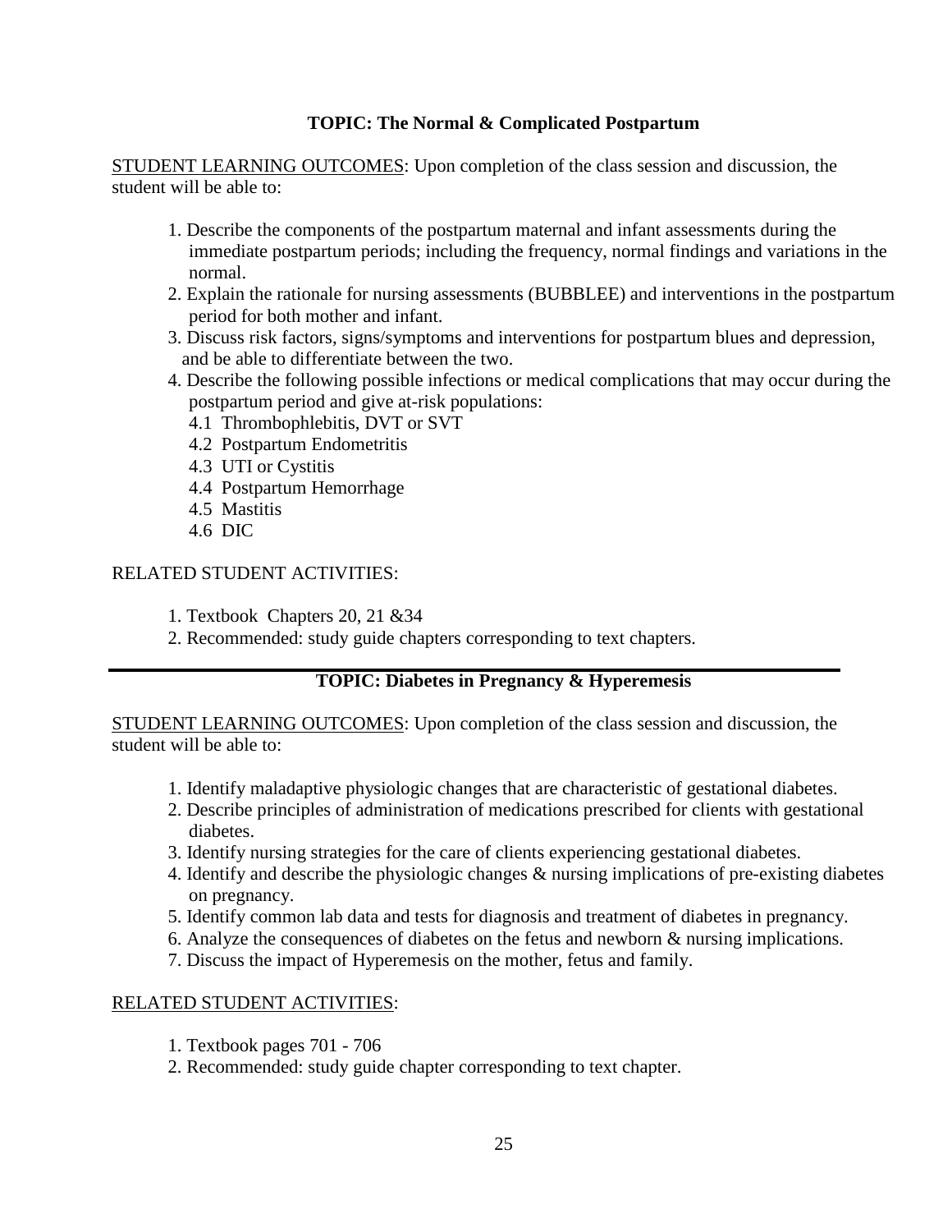## TOPIC: The Normal & Complicated Postpartum

STUDENT LEARNING OUTCOMES: Upon completion of the class session and discussion, the student will be able to:

1. Describe the components of the postpartum maternal and infant assessments during the immediate postpartum periods; including the frequency, normal findings and variations in the normal.
2. Explain the rationale for nursing assessments (BUBBLEE) and interventions in the postpartum period for both mother and infant.
3. Discuss risk factors, signs/symptoms and interventions for postpartum blues and depression, and be able to differentiate between the two.
4. Describe the following possible infections or medical complications that may occur during the postpartum period and give at-risk populations:
   - 4.1 Thrombophlebitis, DVT or SVT
   - 4.2 Postpartum Endometritis
   - 4.3 UTI or Cystitis
   - 4.4 Postpartum Hemorrhage
   - 4.5 Mastitis
   - 4.6 DIC

RELATED STUDENT ACTIVITIES:

1. Textbook Chapters 20, 21 &34
2. Recommended: study guide chapters corresponding to text chapters.

---

## TOPIC: Diabetes in Pregnancy & Hyperemesis

STUDENT LEARNING OUTCOMES: Upon completion of the class session and discussion, the student will be able to:

1. Identify maladaptive physiologic changes that are characteristic of gestational diabetes.
2. Describe principles of administration of medications prescribed for clients with gestational diabetes.
3. Identify nursing strategies for the care of clients experiencing gestational diabetes.
4. Identify and describe the physiologic changes & nursing implications of pre-existing diabetes on pregnancy.
5. Identify common lab data and tests for diagnosis and treatment of diabetes in pregnancy.
6. Analyze the consequences of diabetes on the fetus and newborn & nursing implications.
7. Discuss the impact of Hyperemesis on the mother, fetus and family.

RELATED STUDENT ACTIVITIES:

1. Textbook pages 701 - 706
2. Recommended: study guide chapter corresponding to text chapter.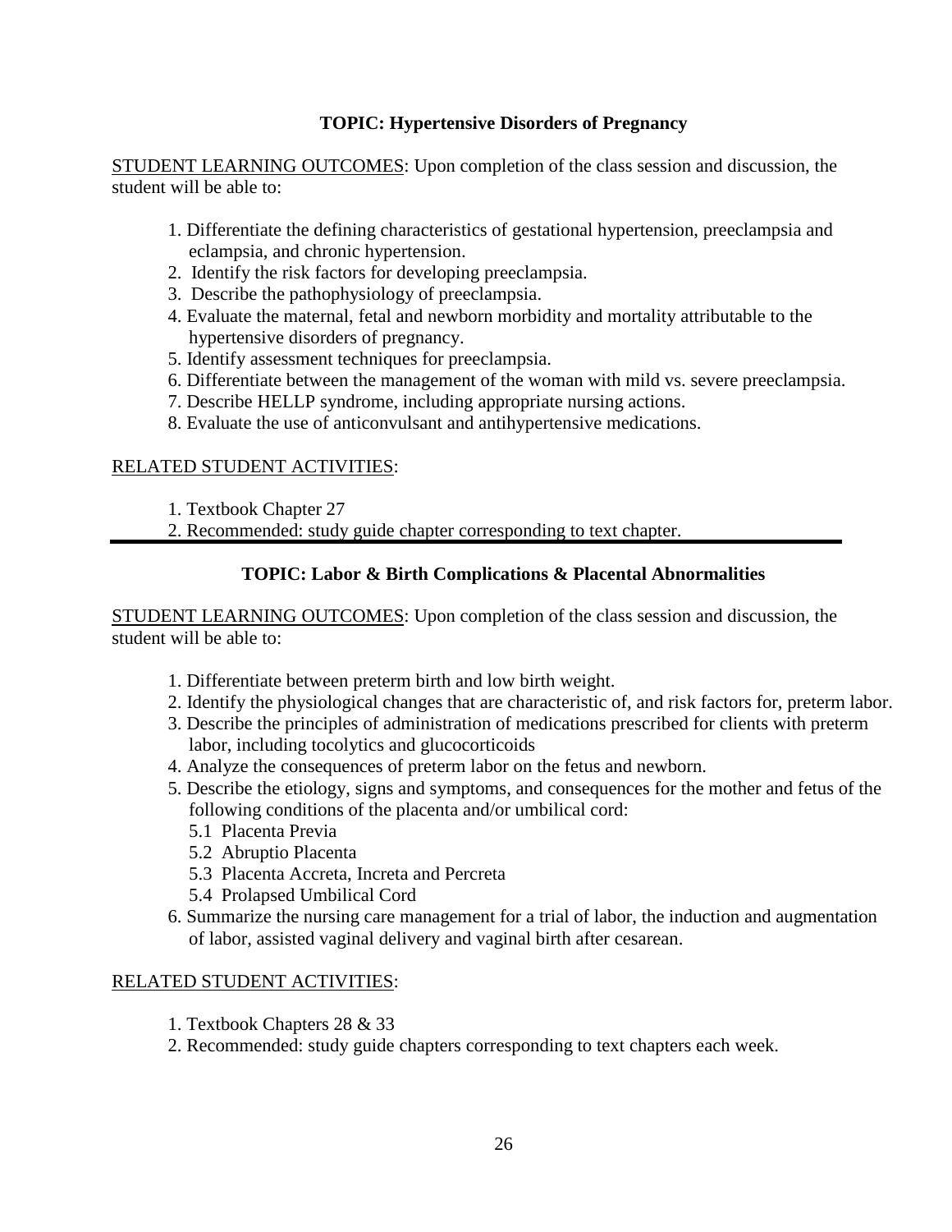## TOPIC: Hypertensive Disorders of Pregnancy

STUDENT LEARNING OUTCOMES: Upon completion of the class session and discussion, the student will be able to:

1. Differentiate the defining characteristics of gestational hypertension, preeclampsia and eclampsia, and chronic hypertension.
2. Identify the risk factors for developing preeclampsia.
3. Describe the pathophysiology of preeclampsia.
4. Evaluate the maternal, fetal and newborn morbidity and mortality attributable to the hypertensive disorders of pregnancy.
5. Identify assessment techniques for preeclampsia.
6. Differentiate between the management of the woman with mild vs. severe preeclampsia.
7. Describe HELLP syndrome, including appropriate nursing actions.
8. Evaluate the use of anticonvulsant and antihypertensive medications.

RELATED STUDENT ACTIVITIES:

1. Textbook Chapter 27
2. Recommended: study guide chapter corresponding to text chapter.

---

## TOPIC: Labor & Birth Complications & Placental Abnormalities

STUDENT LEARNING OUTCOMES: Upon completion of the class session and discussion, the student will be able to:

1. Differentiate between preterm birth and low birth weight.
2. Identify the physiological changes that are characteristic of, and risk factors for, preterm labor.
3. Describe the principles of administration of medications prescribed for clients with preterm labor, including tocolytics and glucocorticoids
4. Analyze the consequences of preterm labor on the fetus and newborn.
5. Describe the etiology, signs and symptoms, and consequences for the mother and fetus of the following conditions of the placenta and/or umbilical cord:
   - 5.1 Placenta Previa
   - 5.2 Abruptio Placenta
   - 5.3 Placenta Accreta, Increta and Percreta
   - 5.4 Prolapsed Umbilical Cord
6. Summarize the nursing care management for a trial of labor, the induction and augmentation of labor, assisted vaginal delivery and vaginal birth after cesarean.

RELATED STUDENT ACTIVITIES:

1. Textbook Chapters 28 & 33
2. Recommended: study guide chapters corresponding to text chapters each week.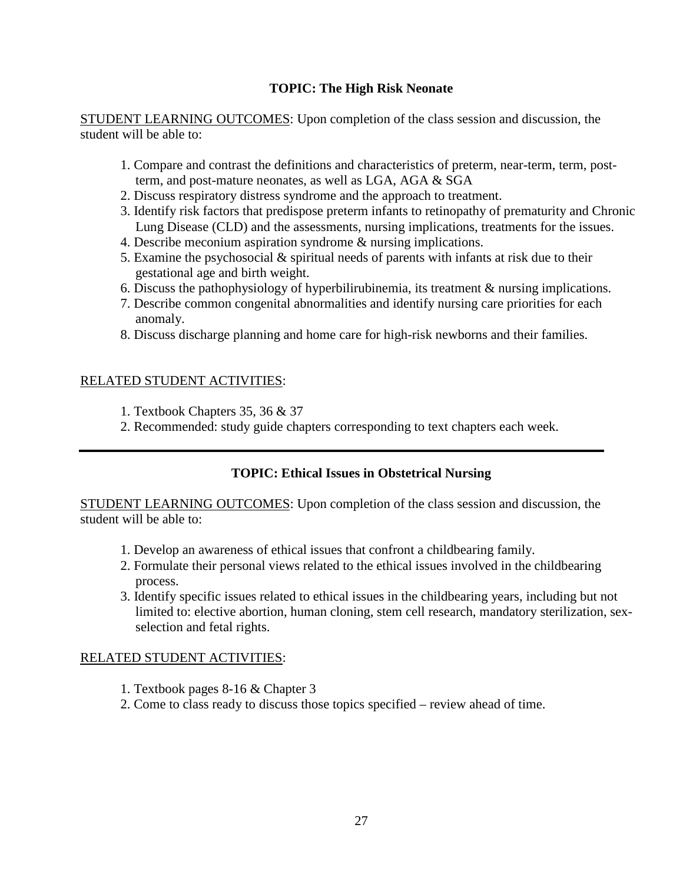## TOPIC: The High Risk Neonate

STUDENT LEARNING OUTCOMES: Upon completion of the class session and discussion, the student will be able to:

1. Compare and contrast the definitions and characteristics of preterm, near-term, term, post-term, and post-mature neonates, as well as LGA, AGA & SGA
2. Discuss respiratory distress syndrome and the approach to treatment.
3. Identify risk factors that predispose preterm infants to retinopathy of prematurity and Chronic Lung Disease (CLD) and the assessments, nursing implications, treatments for the issues.
4. Describe meconium aspiration syndrome & nursing implications.
5. Examine the psychosocial & spiritual needs of parents with infants at risk due to their gestational age and birth weight.
6. Discuss the pathophysiology of hyperbilirubinemia, its treatment & nursing implications.
7. Describe common congenital abnormalities and identify nursing care priorities for each anomaly.
8. Discuss discharge planning and home care for high-risk newborns and their families.

RELATED STUDENT ACTIVITIES:

1. Textbook Chapters 35, 36 & 37
2. Recommended: study guide chapters corresponding to text chapters each week.

---

## TOPIC: Ethical Issues in Obstetrical Nursing

STUDENT LEARNING OUTCOMES: Upon completion of the class session and discussion, the student will be able to:

1. Develop an awareness of ethical issues that confront a childbearing family.
2. Formulate their personal views related to the ethical issues involved in the childbearing process.
3. Identify specific issues related to ethical issues in the childbearing years, including but not limited to: elective abortion, human cloning, stem cell research, mandatory sterilization, sex-selection and fetal rights.

RELATED STUDENT ACTIVITIES:

1. Textbook pages 8-16 & Chapter 3
2. Come to class ready to discuss those topics specified – review ahead of time.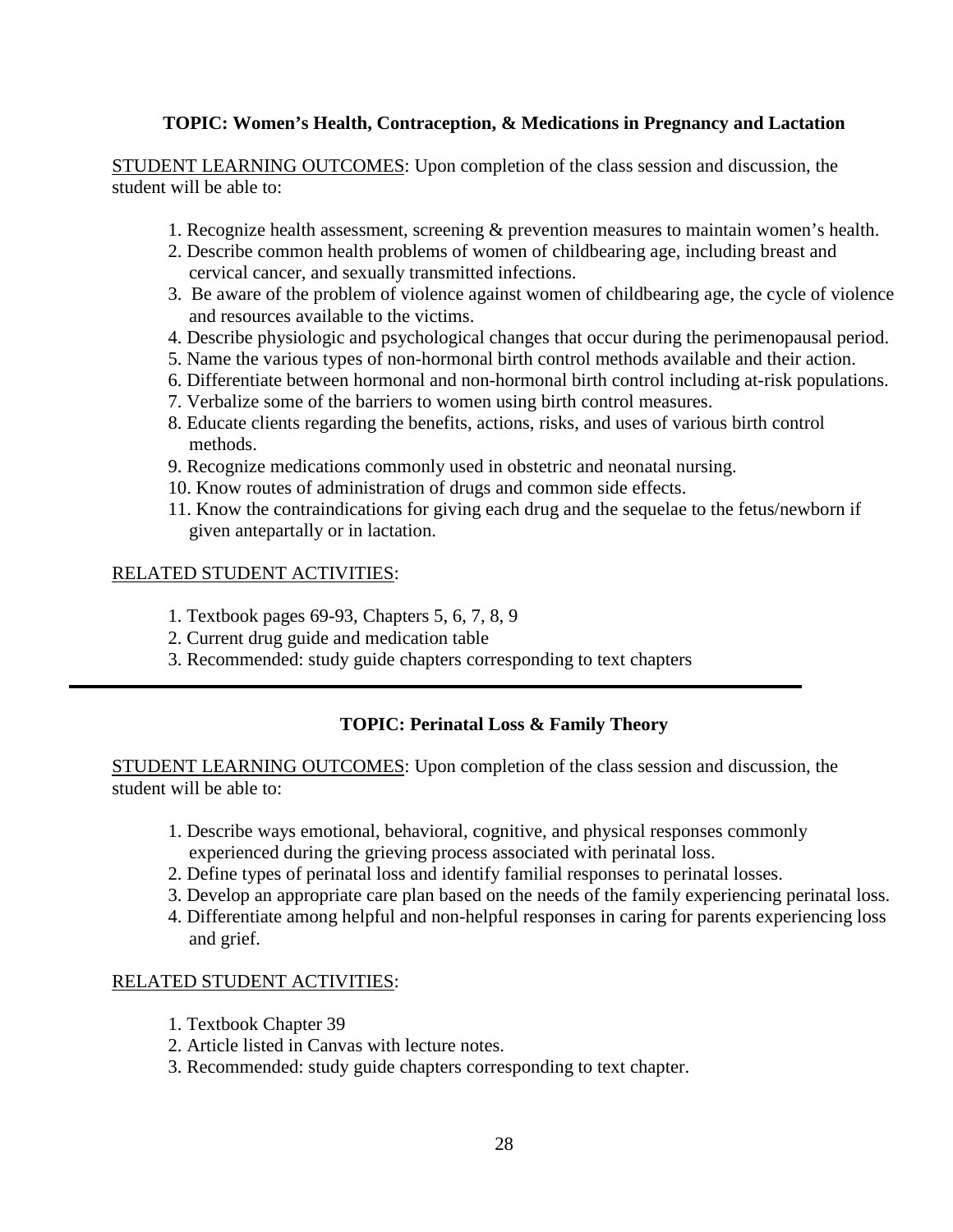### TOPIC: Women's Health, Contraception, & Medications in Pregnancy and Lactation

STUDENT LEARNING OUTCOMES: Upon completion of the class session and discussion, the student will be able to:

1. Recognize health assessment, screening & prevention measures to maintain women's health.
2. Describe common health problems of women of childbearing age, including breast and cervical cancer, and sexually transmitted infections.
3. Be aware of the problem of violence against women of childbearing age, the cycle of violence and resources available to the victims.
4. Describe physiologic and psychological changes that occur during the perimenopausal period.
5. Name the various types of non-hormonal birth control methods available and their action.
6. Differentiate between hormonal and non-hormonal birth control including at-risk populations.
7. Verbalize some of the barriers to women using birth control measures.
8. Educate clients regarding the benefits, actions, risks, and uses of various birth control methods.
9. Recognize medications commonly used in obstetric and neonatal nursing.
10. Know routes of administration of drugs and common side effects.
11. Know the contraindications for giving each drug and the sequelae to the fetus/newborn if given antepartally or in lactation.

RELATED STUDENT ACTIVITIES:

1. Textbook pages 69-93, Chapters 5, 6, 7, 8, 9
2. Current drug guide and medication table
3. Recommended: study guide chapters corresponding to text chapters

---

### TOPIC: Perinatal Loss & Family Theory

STUDENT LEARNING OUTCOMES: Upon completion of the class session and discussion, the student will be able to:

1. Describe ways emotional, behavioral, cognitive, and physical responses commonly experienced during the grieving process associated with perinatal loss.
2. Define types of perinatal loss and identify familial responses to perinatal losses.
3. Develop an appropriate care plan based on the needs of the family experiencing perinatal loss.
4. Differentiate among helpful and non-helpful responses in caring for parents experiencing loss and grief.

RELATED STUDENT ACTIVITIES:

1. Textbook Chapter 39
2. Article listed in Canvas with lecture notes.
3. Recommended: study guide chapters corresponding to text chapter.